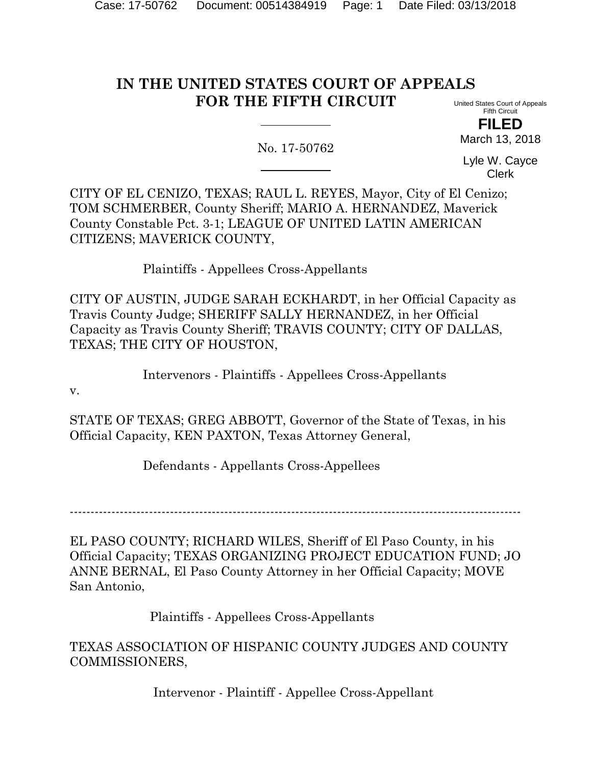# IN THE UNITED STATES COURT OF APPEALS FOR THE FIFTH CIRCUIT

United States Court of Appeals
Fifth Circuit

**FILED**

March 13, 2018

Lyle W. Cayce
Clerk

---

No. 17-50762

---

CITY OF EL CENIZO, TEXAS; RAUL L. REYES, Mayor, City of El Cenizo; TOM SCHMERBER, County Sheriff; MARIO A. HERNANDEZ, Maverick County Constable Pct. 3-1; LEAGUE OF UNITED LATIN AMERICAN CITIZENS; MAVERICK COUNTY,

Plaintiffs - Appellees Cross-Appellants

CITY OF AUSTIN, JUDGE SARAH ECKHARDT, in her Official Capacity as Travis County Judge; SHERIFF SALLY HERNANDEZ, in her Official Capacity as Travis County Sheriff; TRAVIS COUNTY; CITY OF DALLAS, TEXAS; THE CITY OF HOUSTON,

Intervenors - Plaintiffs - Appellees Cross-Appellants

v.

STATE OF TEXAS; GREG ABBOTT, Governor of the State of Texas, in his Official Capacity, KEN PAXTON, Texas Attorney General,

Defendants - Appellants Cross-Appellees

---

EL PASO COUNTY; RICHARD WILES, Sheriff of El Paso County, in his Official Capacity; TEXAS ORGANIZING PROJECT EDUCATION FUND; JO ANNE BERNAL, El Paso County Attorney in her Official Capacity; MOVE San Antonio,

Plaintiffs - Appellees Cross-Appellants

TEXAS ASSOCIATION OF HISPANIC COUNTY JUDGES AND COUNTY COMMISSIONERS,

Intervenor - Plaintiff - Appellee Cross-Appellant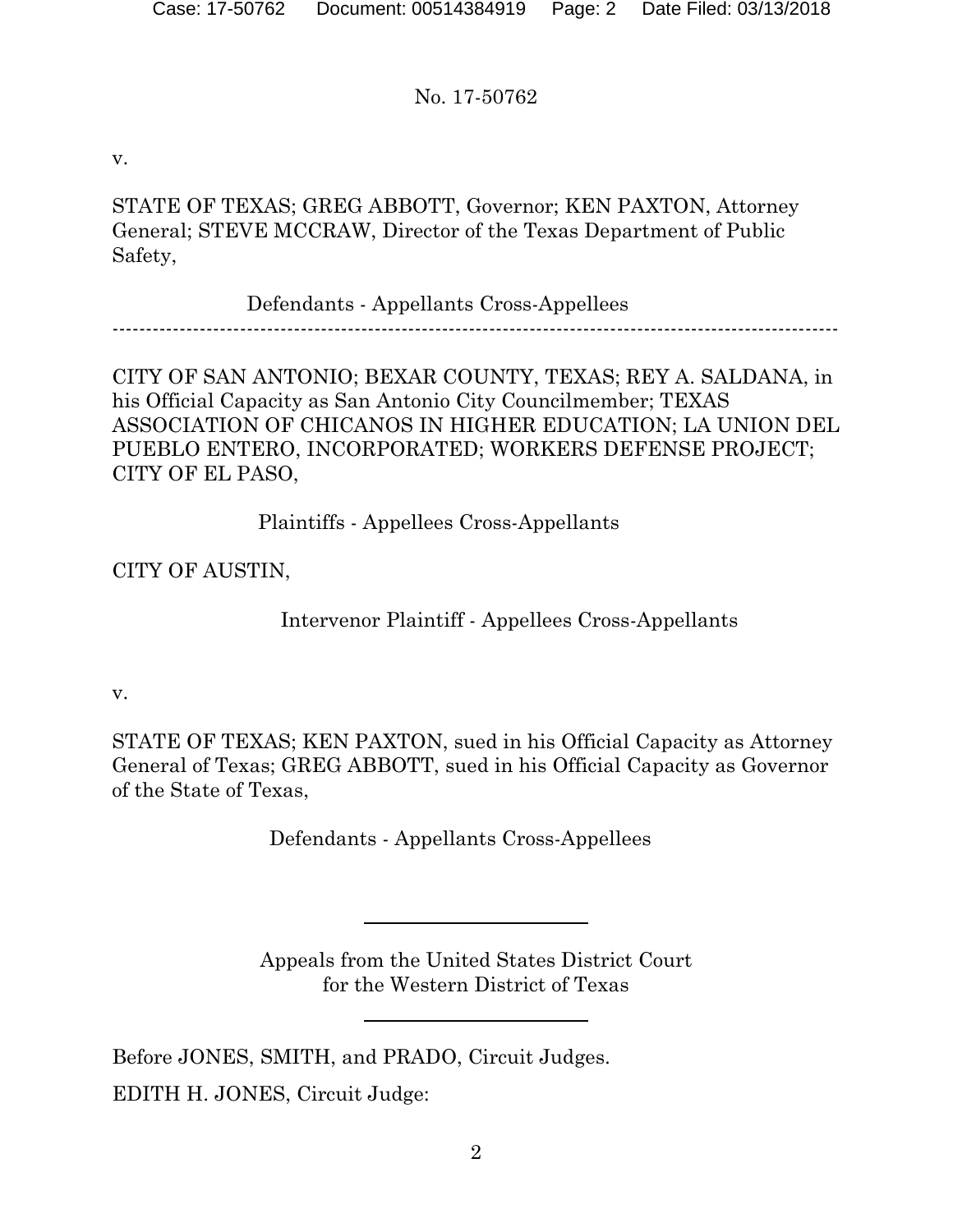No. 17-50762

v.

STATE OF TEXAS; GREG ABBOTT, Governor; KEN PAXTON, Attorney General; STEVE MCCRAW, Director of the Texas Department of Public Safety,

Defendants - Appellants Cross-Appellees

---

CITY OF SAN ANTONIO; BEXAR COUNTY, TEXAS; REY A. SALDANA, in his Official Capacity as San Antonio City Councilmember; TEXAS ASSOCIATION OF CHICANOS IN HIGHER EDUCATION; LA UNION DEL PUEBLO ENTERO, INCORPORATED; WORKERS DEFENSE PROJECT; CITY OF EL PASO,

Plaintiffs - Appellees Cross-Appellants

CITY OF AUSTIN,

Intervenor Plaintiff - Appellees Cross-Appellants

v.

STATE OF TEXAS; KEN PAXTON, sued in his Official Capacity as Attorney General of Texas; GREG ABBOTT, sued in his Official Capacity as Governor of the State of Texas,

Defendants - Appellants Cross-Appellees

---

Appeals from the United States District Court
for the Western District of Texas

---

Before JONES, SMITH, and PRADO, Circuit Judges.

EDITH H. JONES, Circuit Judge: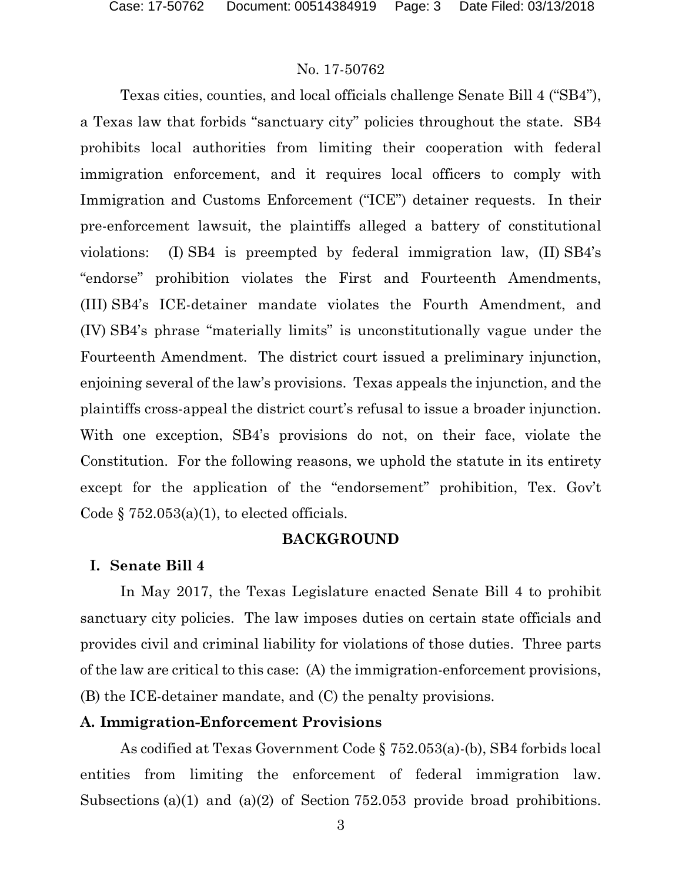Texas cities, counties, and local officials challenge Senate Bill 4 ("SB4"), a Texas law that forbids "sanctuary city" policies throughout the state. SB4 prohibits local authorities from limiting their cooperation with federal immigration enforcement, and it requires local officers to comply with Immigration and Customs Enforcement ("ICE") detainer requests. In their pre-enforcement lawsuit, the plaintiffs alleged a battery of constitutional violations: (I) SB4 is preempted by federal immigration law, (II) SB4's "endorse" prohibition violates the First and Fourteenth Amendments, (III) SB4's ICE-detainer mandate violates the Fourth Amendment, and (IV) SB4's phrase "materially limits" is unconstitutionally vague under the Fourteenth Amendment. The district court issued a preliminary injunction, enjoining several of the law's provisions. Texas appeals the injunction, and the plaintiffs cross-appeal the district court's refusal to issue a broader injunction. With one exception, SB4's provisions do not, on their face, violate the Constitution. For the following reasons, we uphold the statute in its entirety except for the application of the "endorsement" prohibition, Tex. Gov't Code § 752.053(a)(1), to elected officials.

## BACKGROUND

### I. Senate Bill 4

In May 2017, the Texas Legislature enacted Senate Bill 4 to prohibit sanctuary city policies. The law imposes duties on certain state officials and provides civil and criminal liability for violations of those duties. Three parts of the law are critical to this case: (A) the immigration-enforcement provisions, (B) the ICE-detainer mandate, and (C) the penalty provisions.

### A. Immigration-Enforcement Provisions

As codified at Texas Government Code § 752.053(a)-(b), SB4 forbids local entities from limiting the enforcement of federal immigration law. Subsections (a)(1) and (a)(2) of Section 752.053 provide broad prohibitions.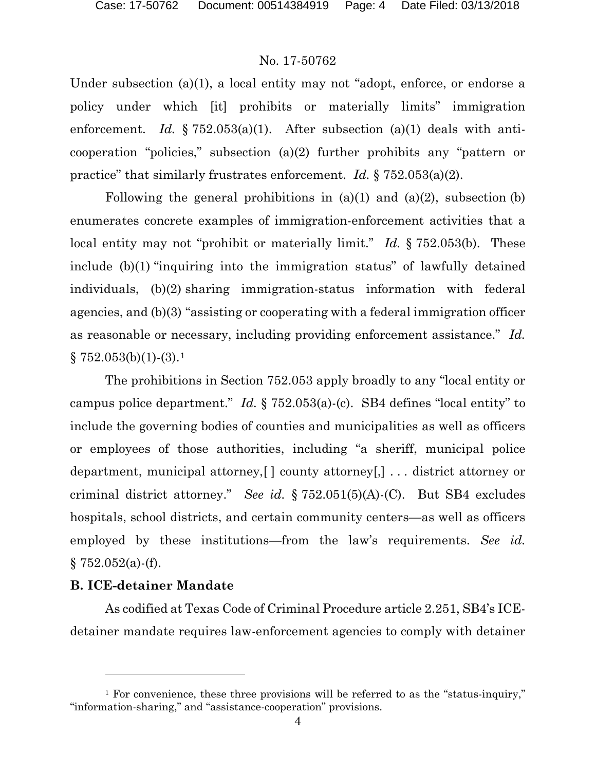Under subsection (a)(1), a local entity may not "adopt, enforce, or endorse a policy under which [it] prohibits or materially limits" immigration enforcement. *Id.* § 752.053(a)(1). After subsection (a)(1) deals with anti-cooperation "policies," subsection (a)(2) further prohibits any "pattern or practice" that similarly frustrates enforcement. *Id.* § 752.053(a)(2).

Following the general prohibitions in (a)(1) and (a)(2), subsection (b) enumerates concrete examples of immigration-enforcement activities that a local entity may not "prohibit or materially limit." *Id.* § 752.053(b). These include (b)(1) "inquiring into the immigration status" of lawfully detained individuals, (b)(2) sharing immigration-status information with federal agencies, and (b)(3) "assisting or cooperating with a federal immigration officer as reasonable or necessary, including providing enforcement assistance." *Id.* § 752.053(b)(1)-(3).[1]

The prohibitions in Section 752.053 apply broadly to any "local entity or campus police department." *Id.* § 752.053(a)-(c). SB4 defines "local entity" to include the governing bodies of counties and municipalities as well as officers or employees of those authorities, including "a sheriff, municipal police department, municipal attorney,[ ] county attorney[,] . . . district attorney or criminal district attorney." *See id.* § 752.051(5)(A)-(C). But SB4 excludes hospitals, school districts, and certain community centers—as well as officers employed by these institutions—from the law's requirements. *See id.* § 752.052(a)-(f).

**B. ICE-detainer Mandate**

As codified at Texas Code of Criminal Procedure article 2.251, SB4's ICE-detainer mandate requires law-enforcement agencies to comply with detainer

---

[1] For convenience, these three provisions will be referred to as the "status-inquiry," "information-sharing," and "assistance-cooperation" provisions.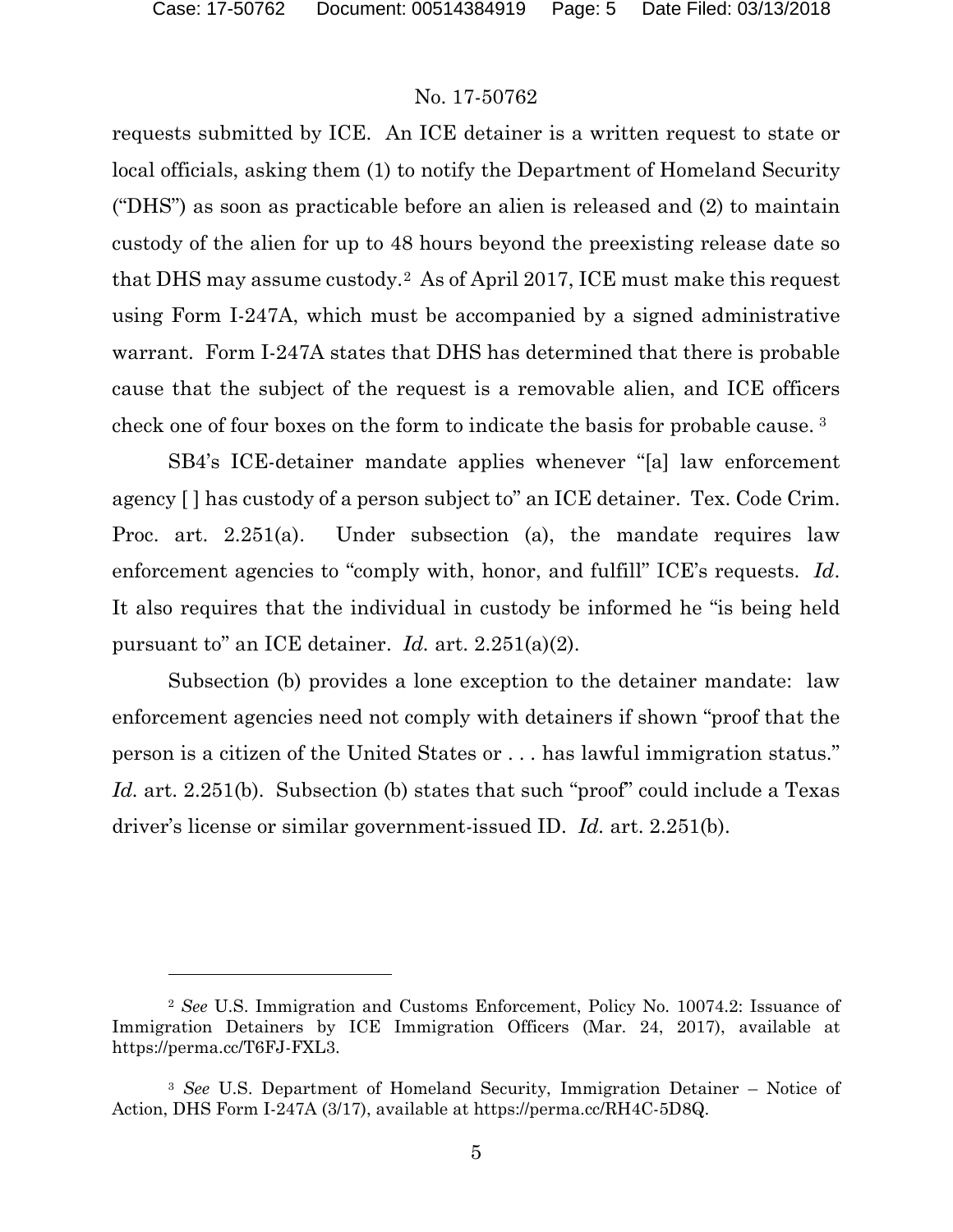requests submitted by ICE. An ICE detainer is a written request to state or local officials, asking them (1) to notify the Department of Homeland Security ("DHS") as soon as practicable before an alien is released and (2) to maintain custody of the alien for up to 48 hours beyond the preexisting release date so that DHS may assume custody.[2] As of April 2017, ICE must make this request using Form I-247A, which must be accompanied by a signed administrative warrant. Form I-247A states that DHS has determined that there is probable cause that the subject of the request is a removable alien, and ICE officers check one of four boxes on the form to indicate the basis for probable cause.[3]

SB4's ICE-detainer mandate applies whenever "[a] law enforcement agency [ ] has custody of a person subject to" an ICE detainer. Tex. Code Crim. Proc. art. 2.251(a). Under subsection (a), the mandate requires law enforcement agencies to "comply with, honor, and fulfill" ICE's requests. *Id*. It also requires that the individual in custody be informed he "is being held pursuant to" an ICE detainer. *Id.* art. 2.251(a)(2).

Subsection (b) provides a lone exception to the detainer mandate: law enforcement agencies need not comply with detainers if shown "proof that the person is a citizen of the United States or . . . has lawful immigration status." *Id.* art. 2.251(b). Subsection (b) states that such "proof" could include a Texas driver's license or similar government-issued ID. *Id.* art. 2.251(b).

---

[2] *See* U.S. Immigration and Customs Enforcement, Policy No. 10074.2: Issuance of Immigration Detainers by ICE Immigration Officers (Mar. 24, 2017), available at https://perma.cc/T6FJ-FXL3.

[3] *See* U.S. Department of Homeland Security, Immigration Detainer – Notice of Action, DHS Form I-247A (3/17), available at https://perma.cc/RH4C-5D8Q.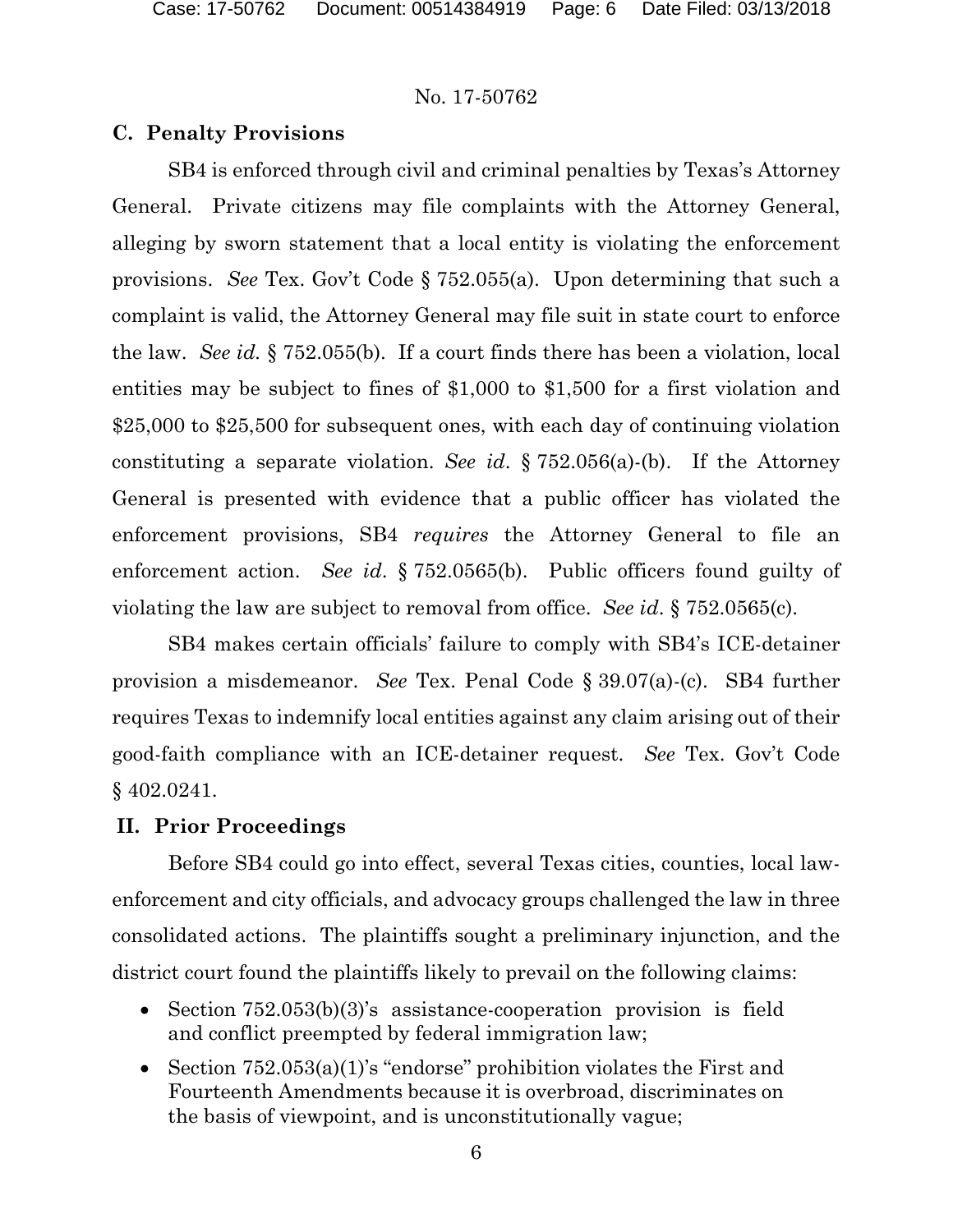### C. Penalty Provisions

SB4 is enforced through civil and criminal penalties by Texas's Attorney General. Private citizens may file complaints with the Attorney General, alleging by sworn statement that a local entity is violating the enforcement provisions. *See* Tex. Gov't Code § 752.055(a). Upon determining that such a complaint is valid, the Attorney General may file suit in state court to enforce the law. *See id.* § 752.055(b). If a court finds there has been a violation, local entities may be subject to fines of $1,000 to $1,500 for a first violation and $25,000 to $25,500 for subsequent ones, with each day of continuing violation constituting a separate violation. *See id*. § 752.056(a)-(b). If the Attorney General is presented with evidence that a public officer has violated the enforcement provisions, SB4 *requires* the Attorney General to file an enforcement action. *See id*. § 752.0565(b). Public officers found guilty of violating the law are subject to removal from office. *See id*. § 752.0565(c).

SB4 makes certain officials' failure to comply with SB4's ICE-detainer provision a misdemeanor. *See* Tex. Penal Code § 39.07(a)-(c). SB4 further requires Texas to indemnify local entities against any claim arising out of their good-faith compliance with an ICE-detainer request. *See* Tex. Gov't Code § 402.0241.

## II. Prior Proceedings

Before SB4 could go into effect, several Texas cities, counties, local law-enforcement and city officials, and advocacy groups challenged the law in three consolidated actions. The plaintiffs sought a preliminary injunction, and the district court found the plaintiffs likely to prevail on the following claims:

- Section 752.053(b)(3)'s assistance-cooperation provision is field and conflict preempted by federal immigration law;
- Section 752.053(a)(1)'s "endorse" prohibition violates the First and Fourteenth Amendments because it is overbroad, discriminates on the basis of viewpoint, and is unconstitutionally vague;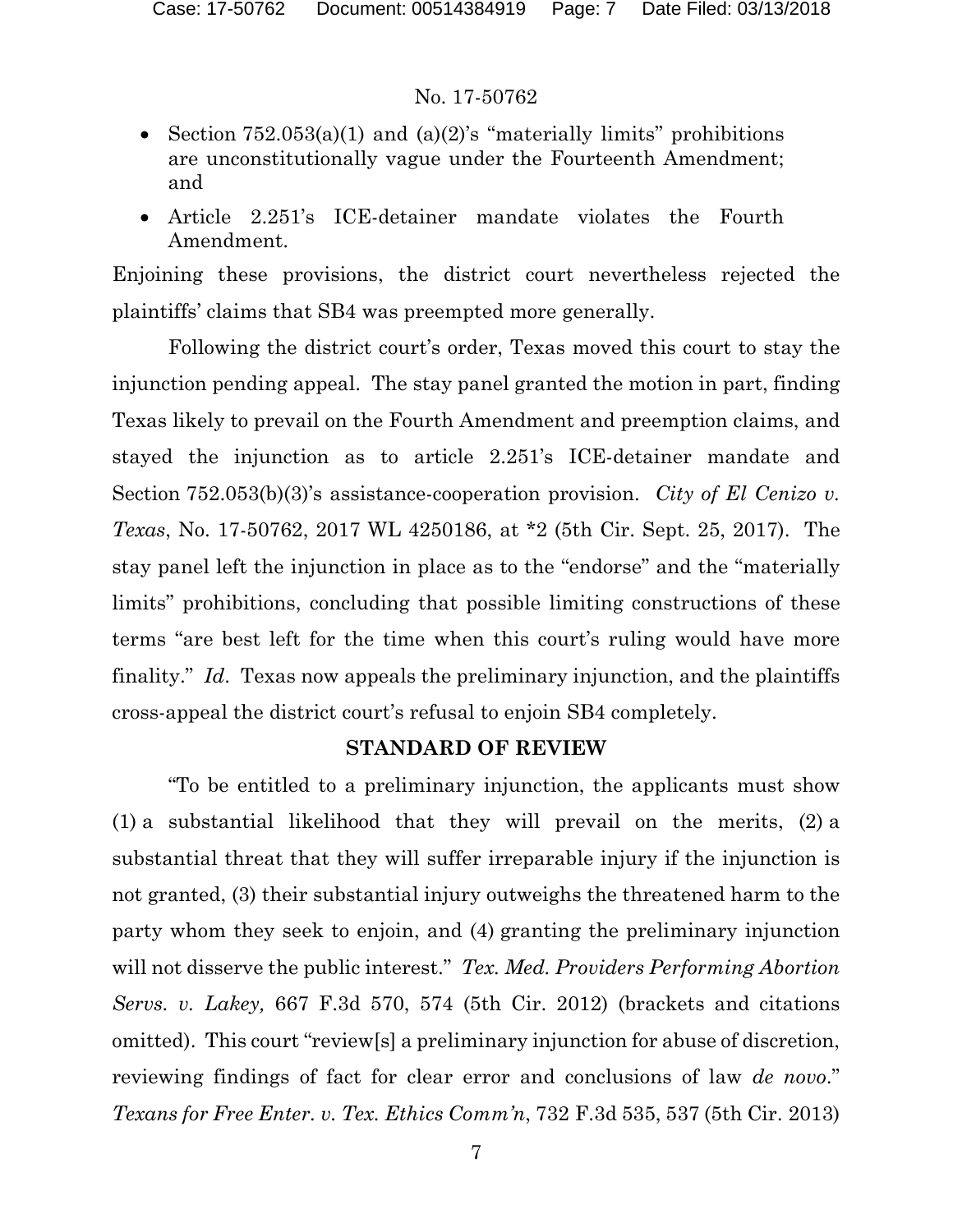- Section 752.053(a)(1) and (a)(2)'s "materially limits" prohibitions are unconstitutionally vague under the Fourteenth Amendment; and
- Article 2.251's ICE-detainer mandate violates the Fourth Amendment.

Enjoining these provisions, the district court nevertheless rejected the plaintiffs' claims that SB4 was preempted more generally.

Following the district court's order, Texas moved this court to stay the injunction pending appeal. The stay panel granted the motion in part, finding Texas likely to prevail on the Fourth Amendment and preemption claims, and stayed the injunction as to article 2.251's ICE-detainer mandate and Section 752.053(b)(3)'s assistance-cooperation provision. *City of El Cenizo v. Texas*, No. 17-50762, 2017 WL 4250186, at *2 (5th Cir. Sept. 25, 2017). The stay panel left the injunction in place as to the "endorse" and the "materially limits" prohibitions, concluding that possible limiting constructions of these terms "are best left for the time when this court's ruling would have more finality." *Id*. Texas now appeals the preliminary injunction, and the plaintiffs cross-appeal the district court's refusal to enjoin SB4 completely.

## STANDARD OF REVIEW

"To be entitled to a preliminary injunction, the applicants must show (1) a substantial likelihood that they will prevail on the merits, (2) a substantial threat that they will suffer irreparable injury if the injunction is not granted, (3) their substantial injury outweighs the threatened harm to the party whom they seek to enjoin, and (4) granting the preliminary injunction will not disserve the public interest." *Tex. Med. Providers Performing Abortion Servs. v. Lakey,* 667 F.3d 570, 574 (5th Cir. 2012) (brackets and citations omitted). This court "review[s] a preliminary injunction for abuse of discretion, reviewing findings of fact for clear error and conclusions of law *de novo*." *Texans for Free Enter. v. Tex. Ethics Comm'n*, 732 F.3d 535, 537 (5th Cir. 2013)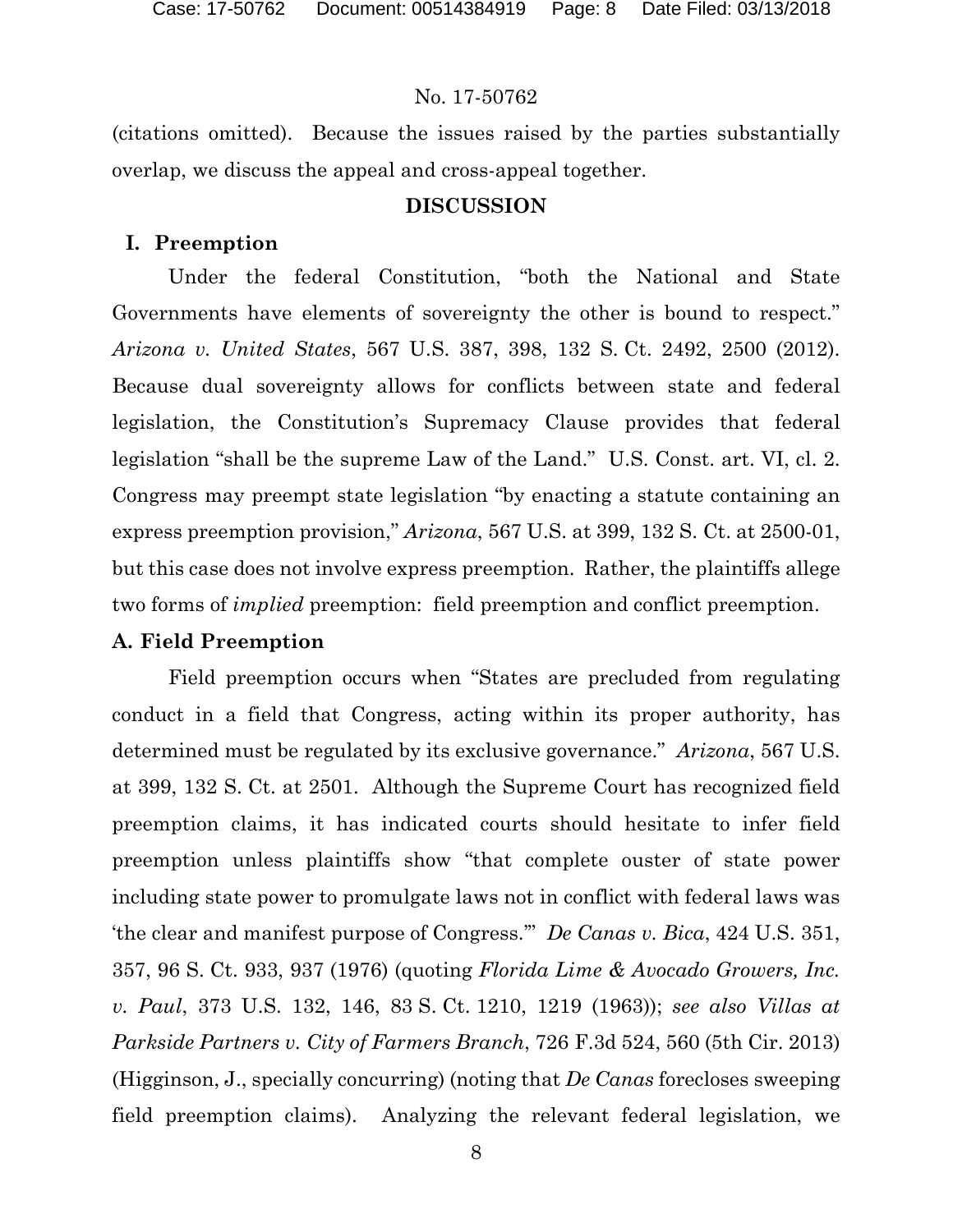(citations omitted). Because the issues raised by the parties substantially overlap, we discuss the appeal and cross-appeal together.

## DISCUSSION

### I. Preemption

Under the federal Constitution, "both the National and State Governments have elements of sovereignty the other is bound to respect." *Arizona v. United States*, 567 U.S. 387, 398, 132 S. Ct. 2492, 2500 (2012). Because dual sovereignty allows for conflicts between state and federal legislation, the Constitution's Supremacy Clause provides that federal legislation "shall be the supreme Law of the Land." U.S. Const. art. VI, cl. 2. Congress may preempt state legislation "by enacting a statute containing an express preemption provision," *Arizona*, 567 U.S. at 399, 132 S. Ct. at 2500-01, but this case does not involve express preemption. Rather, the plaintiffs allege two forms of *implied* preemption: field preemption and conflict preemption.

### A. Field Preemption

Field preemption occurs when "States are precluded from regulating conduct in a field that Congress, acting within its proper authority, has determined must be regulated by its exclusive governance." *Arizona*, 567 U.S. at 399, 132 S. Ct. at 2501. Although the Supreme Court has recognized field preemption claims, it has indicated courts should hesitate to infer field preemption unless plaintiffs show "that complete ouster of state power including state power to promulgate laws not in conflict with federal laws was 'the clear and manifest purpose of Congress.'" *De Canas v. Bica*, 424 U.S. 351, 357, 96 S. Ct. 933, 937 (1976) (quoting *Florida Lime & Avocado Growers, Inc. v. Paul*, 373 U.S. 132, 146, 83 S. Ct. 1210, 1219 (1963)); *see also Villas at Parkside Partners v. City of Farmers Branch*, 726 F.3d 524, 560 (5th Cir. 2013) (Higginson, J., specially concurring) (noting that *De Canas* forecloses sweeping field preemption claims). Analyzing the relevant federal legislation, we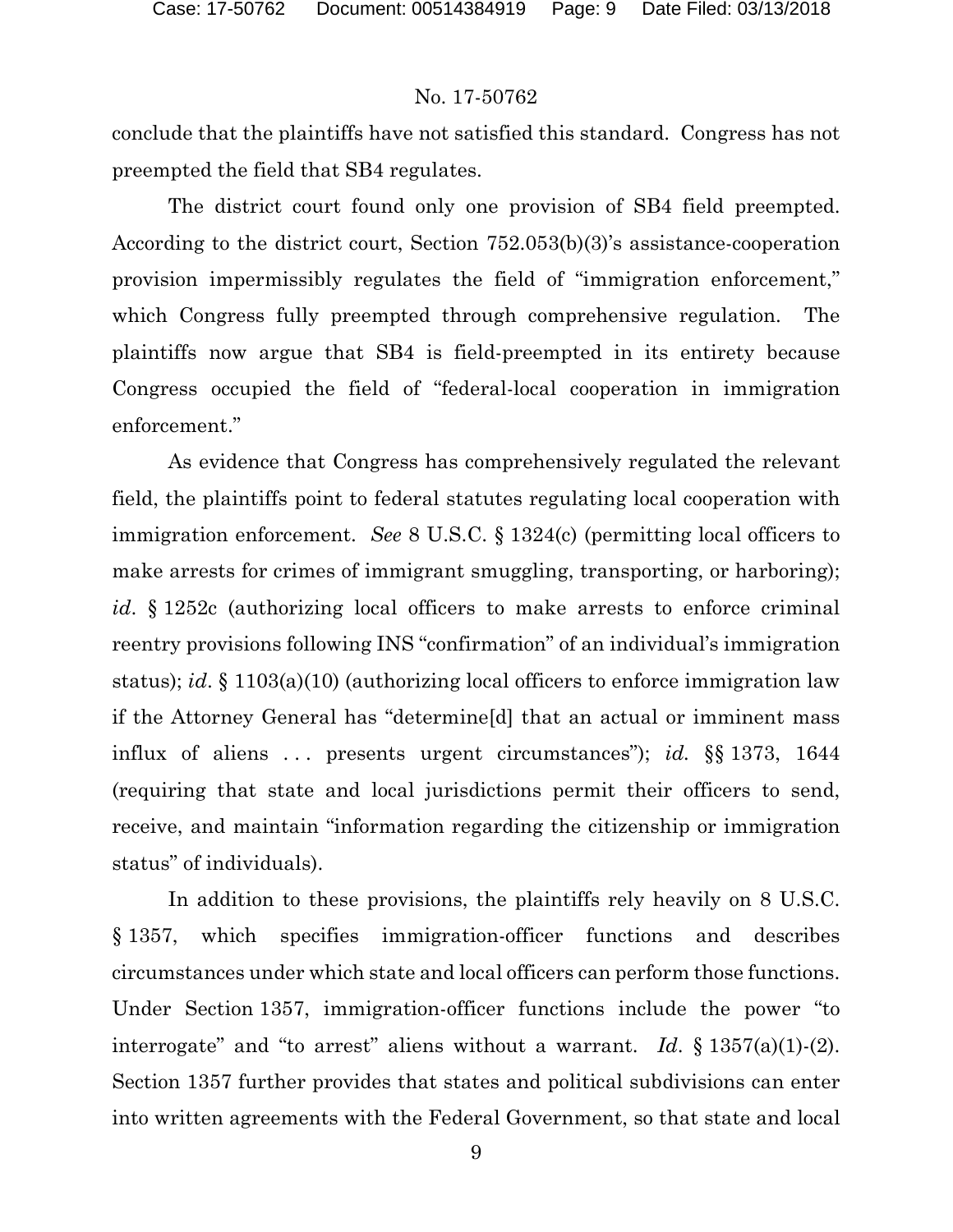conclude that the plaintiffs have not satisfied this standard. Congress has not preempted the field that SB4 regulates.

The district court found only one provision of SB4 field preempted. According to the district court, Section 752.053(b)(3)'s assistance-cooperation provision impermissibly regulates the field of "immigration enforcement," which Congress fully preempted through comprehensive regulation. The plaintiffs now argue that SB4 is field-preempted in its entirety because Congress occupied the field of "federal-local cooperation in immigration enforcement."

As evidence that Congress has comprehensively regulated the relevant field, the plaintiffs point to federal statutes regulating local cooperation with immigration enforcement. *See* 8 U.S.C. § 1324(c) (permitting local officers to make arrests for crimes of immigrant smuggling, transporting, or harboring); *id*. § 1252c (authorizing local officers to make arrests to enforce criminal reentry provisions following INS "confirmation" of an individual's immigration status); *id*. § 1103(a)(10) (authorizing local officers to enforce immigration law if the Attorney General has "determine[d] that an actual or imminent mass influx of aliens . . . presents urgent circumstances"); *id.* §§ 1373, 1644 (requiring that state and local jurisdictions permit their officers to send, receive, and maintain "information regarding the citizenship or immigration status" of individuals).

In addition to these provisions, the plaintiffs rely heavily on 8 U.S.C. § 1357, which specifies immigration-officer functions and describes circumstances under which state and local officers can perform those functions. Under Section 1357, immigration-officer functions include the power "to interrogate" and "to arrest" aliens without a warrant. *Id*. § 1357(a)(1)-(2). Section 1357 further provides that states and political subdivisions can enter into written agreements with the Federal Government, so that state and local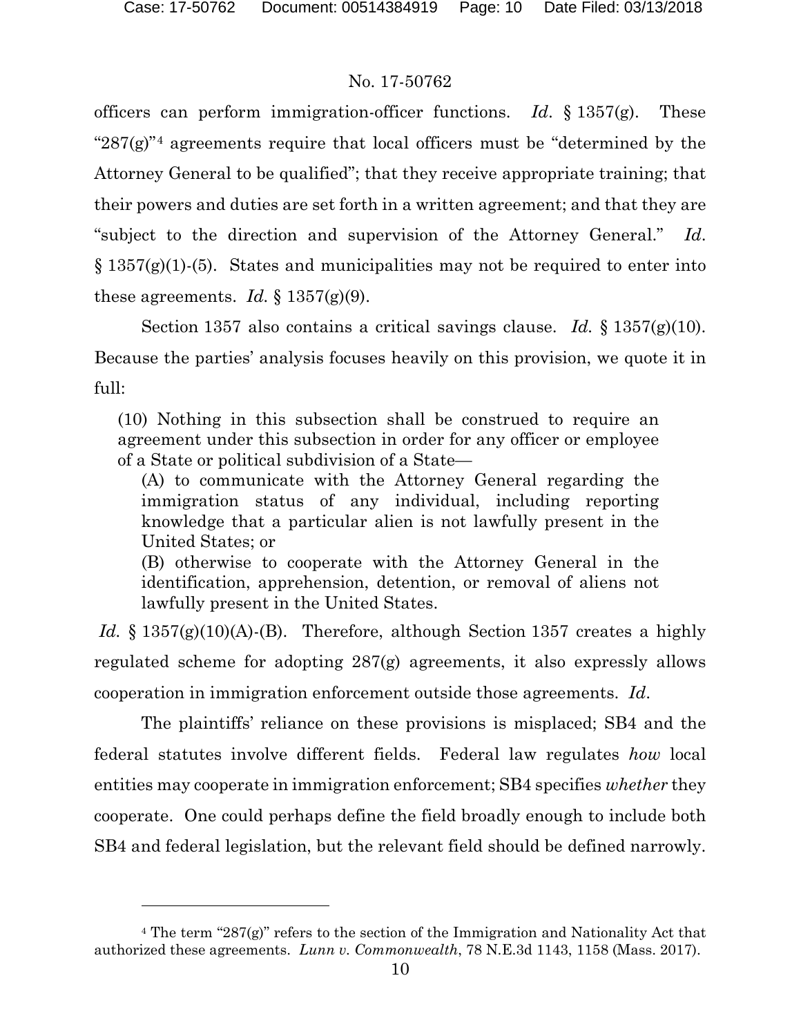officers can perform immigration-officer functions. *Id*. § 1357(g). These "287(g)"[4] agreements require that local officers must be "determined by the Attorney General to be qualified"; that they receive appropriate training; that their powers and duties are set forth in a written agreement; and that they are "subject to the direction and supervision of the Attorney General." *Id*. § 1357(g)(1)-(5). States and municipalities may not be required to enter into these agreements. *Id.* § 1357(g)(9).

Section 1357 also contains a critical savings clause. *Id.* § 1357(g)(10). Because the parties' analysis focuses heavily on this provision, we quote it in full:

> (10) Nothing in this subsection shall be construed to require an agreement under this subsection in order for any officer or employee of a State or political subdivision of a State—
>
> (A) to communicate with the Attorney General regarding the immigration status of any individual, including reporting knowledge that a particular alien is not lawfully present in the United States; or
>
> (B) otherwise to cooperate with the Attorney General in the identification, apprehension, detention, or removal of aliens not lawfully present in the United States.

*Id.* § 1357(g)(10)(A)-(B). Therefore, although Section 1357 creates a highly regulated scheme for adopting 287(g) agreements, it also expressly allows cooperation in immigration enforcement outside those agreements. *Id*.

The plaintiffs' reliance on these provisions is misplaced; SB4 and the federal statutes involve different fields. Federal law regulates *how* local entities may cooperate in immigration enforcement; SB4 specifies *whether* they cooperate. One could perhaps define the field broadly enough to include both SB4 and federal legislation, but the relevant field should be defined narrowly.

---

[4] The term "287(g)" refers to the section of the Immigration and Nationality Act that authorized these agreements. *Lunn v. Commonwealth*, 78 N.E.3d 1143, 1158 (Mass. 2017).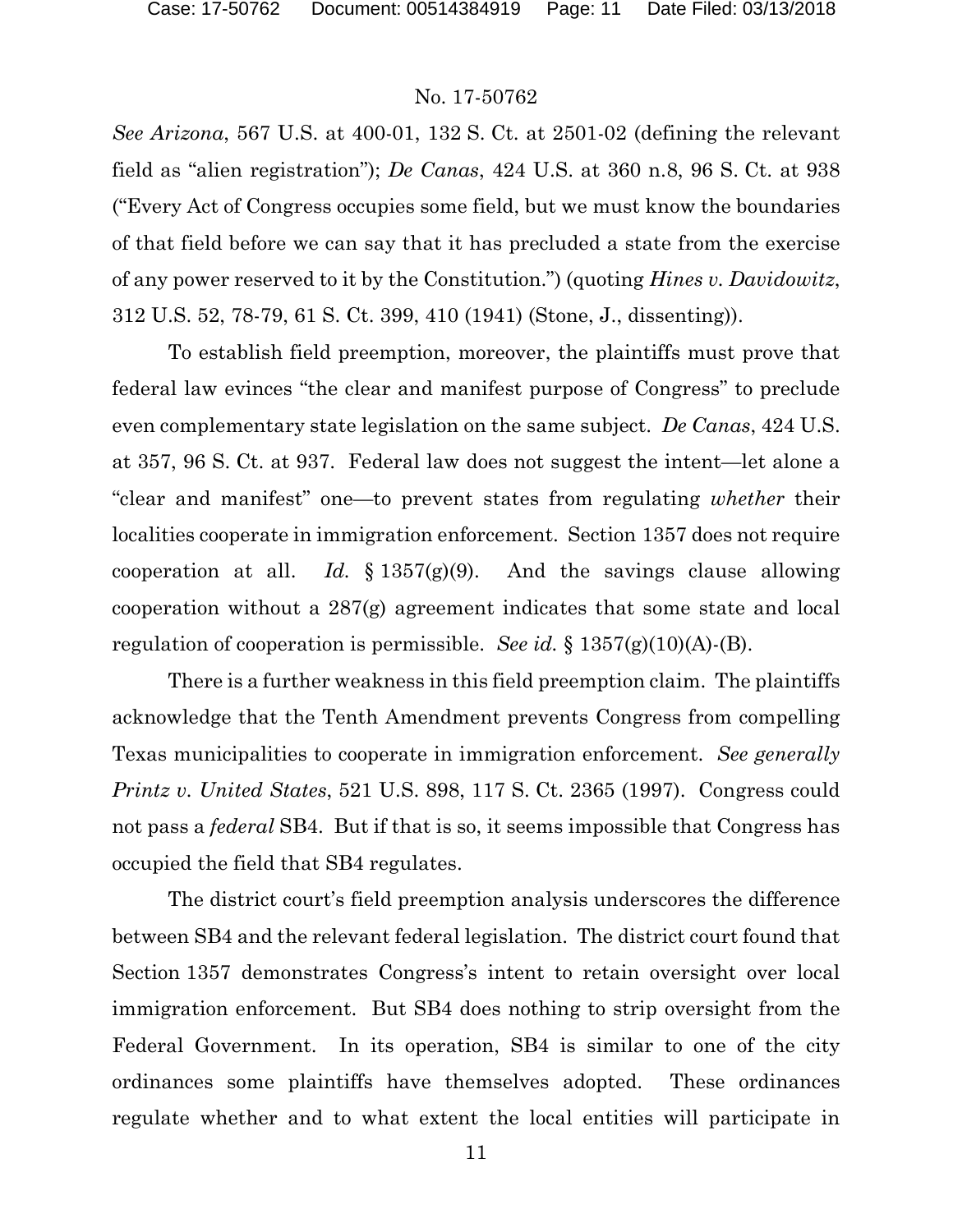*See Arizona*, 567 U.S. at 400-01, 132 S. Ct. at 2501-02 (defining the relevant field as "alien registration"); *De Canas*, 424 U.S. at 360 n.8, 96 S. Ct. at 938 ("Every Act of Congress occupies some field, but we must know the boundaries of that field before we can say that it has precluded a state from the exercise of any power reserved to it by the Constitution.") (quoting *Hines v. Davidowitz*, 312 U.S. 52, 78-79, 61 S. Ct. 399, 410 (1941) (Stone, J., dissenting)).

To establish field preemption, moreover, the plaintiffs must prove that federal law evinces "the clear and manifest purpose of Congress" to preclude even complementary state legislation on the same subject. *De Canas*, 424 U.S. at 357, 96 S. Ct. at 937. Federal law does not suggest the intent—let alone a "clear and manifest" one—to prevent states from regulating *whether* their localities cooperate in immigration enforcement. Section 1357 does not require cooperation at all. *Id.* § 1357(g)(9). And the savings clause allowing cooperation without a 287(g) agreement indicates that some state and local regulation of cooperation is permissible. *See id.* § 1357(g)(10)(A)-(B).

There is a further weakness in this field preemption claim. The plaintiffs acknowledge that the Tenth Amendment prevents Congress from compelling Texas municipalities to cooperate in immigration enforcement. *See generally Printz v. United States*, 521 U.S. 898, 117 S. Ct. 2365 (1997). Congress could not pass a *federal* SB4. But if that is so, it seems impossible that Congress has occupied the field that SB4 regulates.

The district court's field preemption analysis underscores the difference between SB4 and the relevant federal legislation. The district court found that Section 1357 demonstrates Congress's intent to retain oversight over local immigration enforcement. But SB4 does nothing to strip oversight from the Federal Government. In its operation, SB4 is similar to one of the city ordinances some plaintiffs have themselves adopted. These ordinances regulate whether and to what extent the local entities will participate in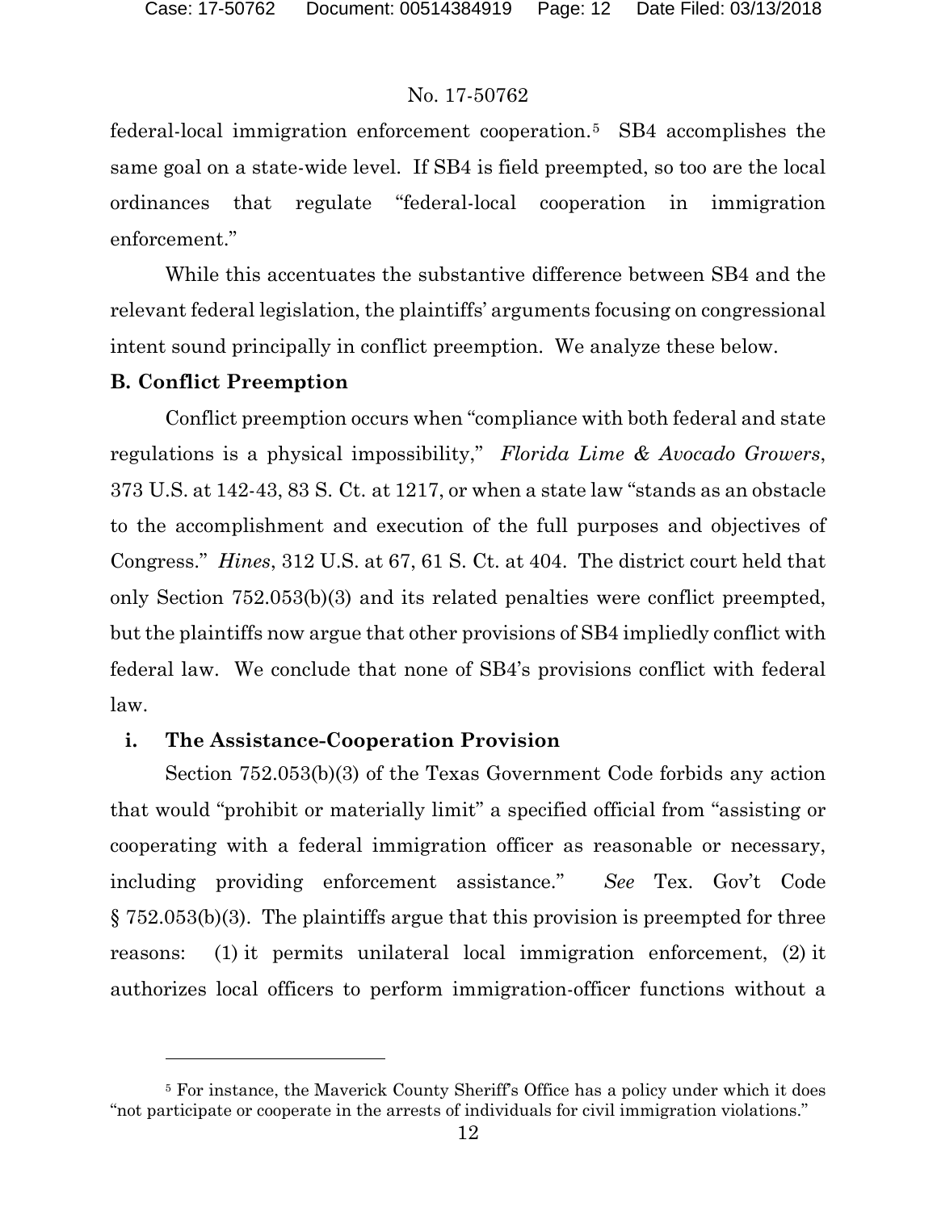federal-local immigration enforcement cooperation.[5] SB4 accomplishes the same goal on a state-wide level. If SB4 is field preempted, so too are the local ordinances that regulate "federal-local cooperation in immigration enforcement."

While this accentuates the substantive difference between SB4 and the relevant federal legislation, the plaintiffs' arguments focusing on congressional intent sound principally in conflict preemption. We analyze these below.

### B. Conflict Preemption

Conflict preemption occurs when "compliance with both federal and state regulations is a physical impossibility," *Florida Lime & Avocado Growers*, 373 U.S. at 142-43, 83 S. Ct. at 1217, or when a state law "stands as an obstacle to the accomplishment and execution of the full purposes and objectives of Congress." *Hines*, 312 U.S. at 67, 61 S. Ct. at 404. The district court held that only Section 752.053(b)(3) and its related penalties were conflict preempted, but the plaintiffs now argue that other provisions of SB4 impliedly conflict with federal law. We conclude that none of SB4's provisions conflict with federal law.

#### i. The Assistance-Cooperation Provision

Section 752.053(b)(3) of the Texas Government Code forbids any action that would "prohibit or materially limit" a specified official from "assisting or cooperating with a federal immigration officer as reasonable or necessary, including providing enforcement assistance." *See* Tex. Gov't Code § 752.053(b)(3). The plaintiffs argue that this provision is preempted for three reasons: (1) it permits unilateral local immigration enforcement, (2) it authorizes local officers to perform immigration-officer functions without a

---

[5] For instance, the Maverick County Sheriff's Office has a policy under which it does "not participate or cooperate in the arrests of individuals for civil immigration violations."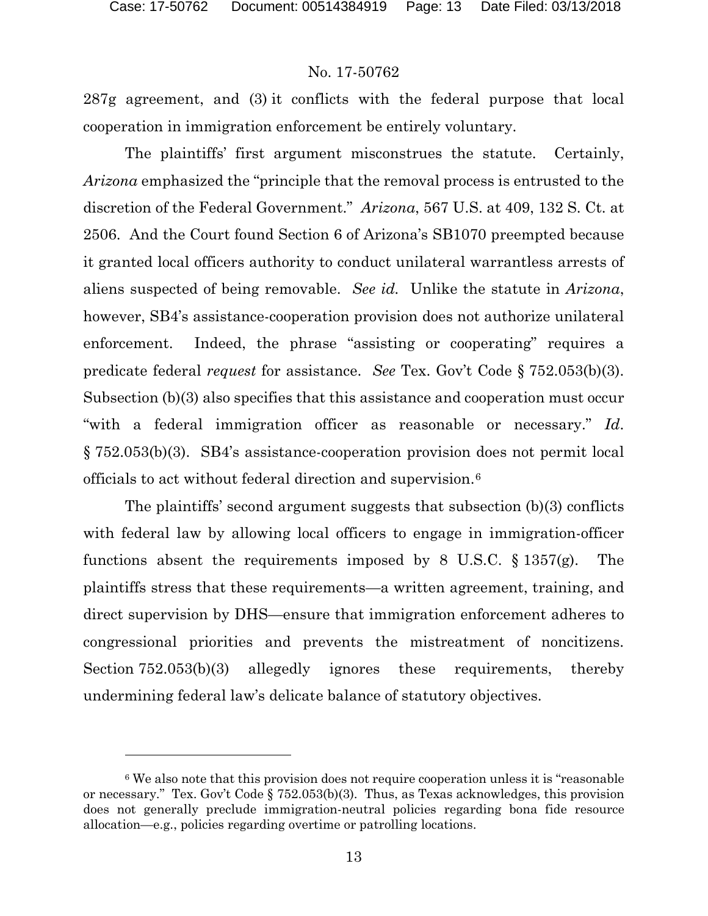287g agreement, and (3) it conflicts with the federal purpose that local cooperation in immigration enforcement be entirely voluntary.

The plaintiffs' first argument misconstrues the statute. Certainly, *Arizona* emphasized the "principle that the removal process is entrusted to the discretion of the Federal Government." *Arizona*, 567 U.S. at 409, 132 S. Ct. at 2506. And the Court found Section 6 of Arizona's SB1070 preempted because it granted local officers authority to conduct unilateral warrantless arrests of aliens suspected of being removable. *See id.* Unlike the statute in *Arizona*, however, SB4's assistance-cooperation provision does not authorize unilateral enforcement. Indeed, the phrase "assisting or cooperating" requires a predicate federal *request* for assistance. *See* Tex. Gov't Code § 752.053(b)(3). Subsection (b)(3) also specifies that this assistance and cooperation must occur "with a federal immigration officer as reasonable or necessary." *Id*. § 752.053(b)(3). SB4's assistance-cooperation provision does not permit local officials to act without federal direction and supervision.[6]

The plaintiffs' second argument suggests that subsection (b)(3) conflicts with federal law by allowing local officers to engage in immigration-officer functions absent the requirements imposed by 8 U.S.C. § 1357(g). The plaintiffs stress that these requirements—a written agreement, training, and direct supervision by DHS—ensure that immigration enforcement adheres to congressional priorities and prevents the mistreatment of noncitizens. Section 752.053(b)(3) allegedly ignores these requirements, thereby undermining federal law's delicate balance of statutory objectives.

---

[6] We also note that this provision does not require cooperation unless it is "reasonable or necessary." Tex. Gov't Code § 752.053(b)(3). Thus, as Texas acknowledges, this provision does not generally preclude immigration-neutral policies regarding bona fide resource allocation—e.g., policies regarding overtime or patrolling locations.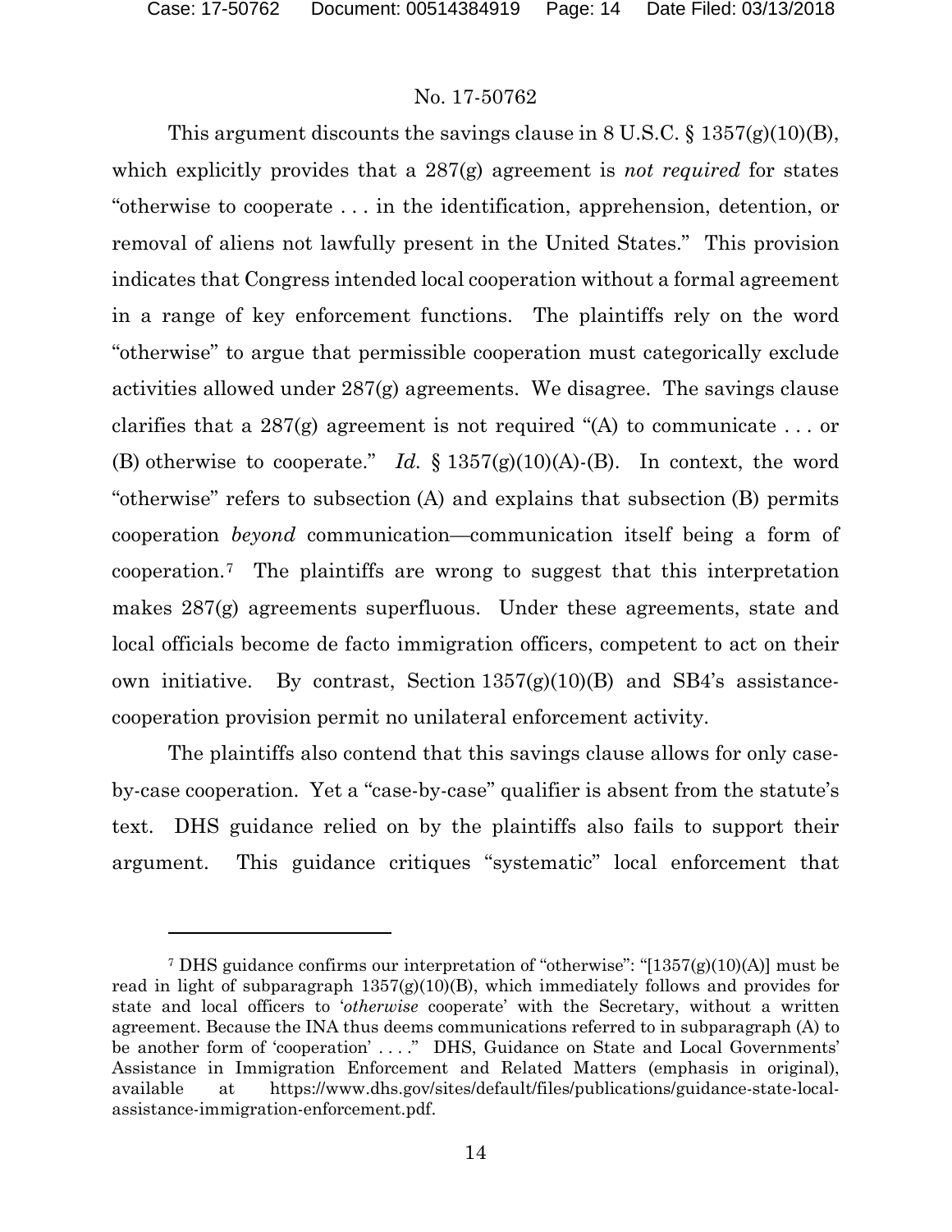No. 17-50762

This argument discounts the savings clause in 8 U.S.C. § 1357(g)(10)(B), which explicitly provides that a 287(g) agreement is *not required* for states "otherwise to cooperate . . . in the identification, apprehension, detention, or removal of aliens not lawfully present in the United States." This provision indicates that Congress intended local cooperation without a formal agreement in a range of key enforcement functions. The plaintiffs rely on the word "otherwise" to argue that permissible cooperation must categorically exclude activities allowed under 287(g) agreements. We disagree. The savings clause clarifies that a 287(g) agreement is not required "(A) to communicate . . . or (B) otherwise to cooperate." *Id.* § 1357(g)(10)(A)-(B). In context, the word "otherwise" refers to subsection (A) and explains that subsection (B) permits cooperation *beyond* communication—communication itself being a form of cooperation.[7] The plaintiffs are wrong to suggest that this interpretation makes 287(g) agreements superfluous. Under these agreements, state and local officials become de facto immigration officers, competent to act on their own initiative. By contrast, Section 1357(g)(10)(B) and SB4's assistance-cooperation provision permit no unilateral enforcement activity.

The plaintiffs also contend that this savings clause allows for only case-by-case cooperation. Yet a "case-by-case" qualifier is absent from the statute's text. DHS guidance relied on by the plaintiffs also fails to support their argument. This guidance critiques "systematic" local enforcement that

---

[7] DHS guidance confirms our interpretation of "otherwise": "[1357(g)(10)(A)] must be read in light of subparagraph 1357(g)(10)(B), which immediately follows and provides for state and local officers to '*otherwise* cooperate' with the Secretary, without a written agreement. Because the INA thus deems communications referred to in subparagraph (A) to be another form of 'cooperation' . . . ." DHS, Guidance on State and Local Governments' Assistance in Immigration Enforcement and Related Matters (emphasis in original), available at https://www.dhs.gov/sites/default/files/publications/guidance-state-local-assistance-immigration-enforcement.pdf.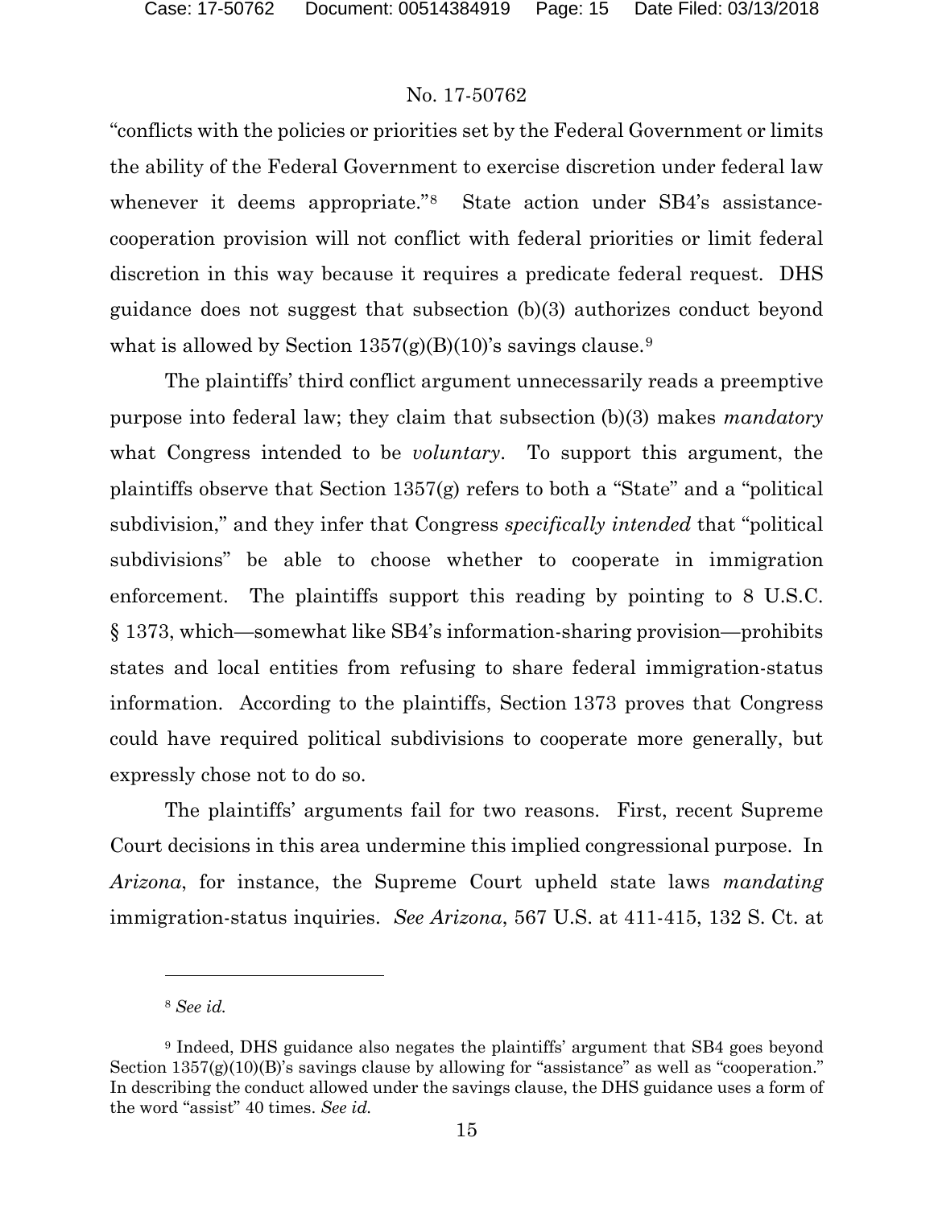"conflicts with the policies or priorities set by the Federal Government or limits the ability of the Federal Government to exercise discretion under federal law whenever it deems appropriate."[8] State action under SB4's assistance-cooperation provision will not conflict with federal priorities or limit federal discretion in this way because it requires a predicate federal request. DHS guidance does not suggest that subsection (b)(3) authorizes conduct beyond what is allowed by Section 1357(g)(B)(10)'s savings clause.[9]

The plaintiffs' third conflict argument unnecessarily reads a preemptive purpose into federal law; they claim that subsection (b)(3) makes *mandatory* what Congress intended to be *voluntary*. To support this argument, the plaintiffs observe that Section 1357(g) refers to both a "State" and a "political subdivision," and they infer that Congress *specifically intended* that "political subdivisions" be able to choose whether to cooperate in immigration enforcement. The plaintiffs support this reading by pointing to 8 U.S.C. § 1373, which—somewhat like SB4's information-sharing provision—prohibits states and local entities from refusing to share federal immigration-status information. According to the plaintiffs, Section 1373 proves that Congress could have required political subdivisions to cooperate more generally, but expressly chose not to do so.

The plaintiffs' arguments fail for two reasons. First, recent Supreme Court decisions in this area undermine this implied congressional purpose. In *Arizona*, for instance, the Supreme Court upheld state laws *mandating* immigration-status inquiries. *See Arizona*, 567 U.S. at 411-415, 132 S. Ct. at

---

[8] *See id.*

[9] Indeed, DHS guidance also negates the plaintiffs' argument that SB4 goes beyond Section 1357(g)(10)(B)'s savings clause by allowing for "assistance" as well as "cooperation." In describing the conduct allowed under the savings clause, the DHS guidance uses a form of the word "assist" 40 times. *See id.*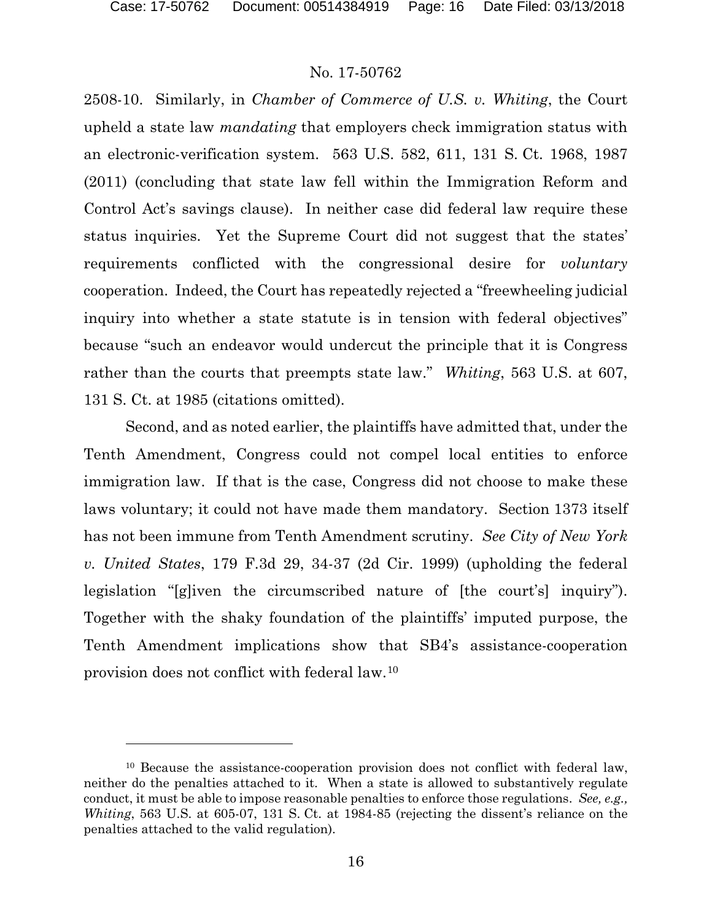2508-10. Similarly, in *Chamber of Commerce of U.S. v. Whiting*, the Court upheld a state law *mandating* that employers check immigration status with an electronic-verification system. 563 U.S. 582, 611, 131 S. Ct. 1968, 1987 (2011) (concluding that state law fell within the Immigration Reform and Control Act's savings clause). In neither case did federal law require these status inquiries. Yet the Supreme Court did not suggest that the states' requirements conflicted with the congressional desire for *voluntary* cooperation. Indeed, the Court has repeatedly rejected a "freewheeling judicial inquiry into whether a state statute is in tension with federal objectives" because "such an endeavor would undercut the principle that it is Congress rather than the courts that preempts state law." *Whiting*, 563 U.S. at 607, 131 S. Ct. at 1985 (citations omitted).

Second, and as noted earlier, the plaintiffs have admitted that, under the Tenth Amendment, Congress could not compel local entities to enforce immigration law. If that is the case, Congress did not choose to make these laws voluntary; it could not have made them mandatory. Section 1373 itself has not been immune from Tenth Amendment scrutiny. *See City of New York v. United States*, 179 F.3d 29, 34-37 (2d Cir. 1999) (upholding the federal legislation "[g]iven the circumscribed nature of [the court's] inquiry"). Together with the shaky foundation of the plaintiffs' imputed purpose, the Tenth Amendment implications show that SB4's assistance-cooperation provision does not conflict with federal law.[10]

[10] Because the assistance-cooperation provision does not conflict with federal law, neither do the penalties attached to it. When a state is allowed to substantively regulate conduct, it must be able to impose reasonable penalties to enforce those regulations. *See, e.g., Whiting*, 563 U.S. at 605-07, 131 S. Ct. at 1984-85 (rejecting the dissent's reliance on the penalties attached to the valid regulation).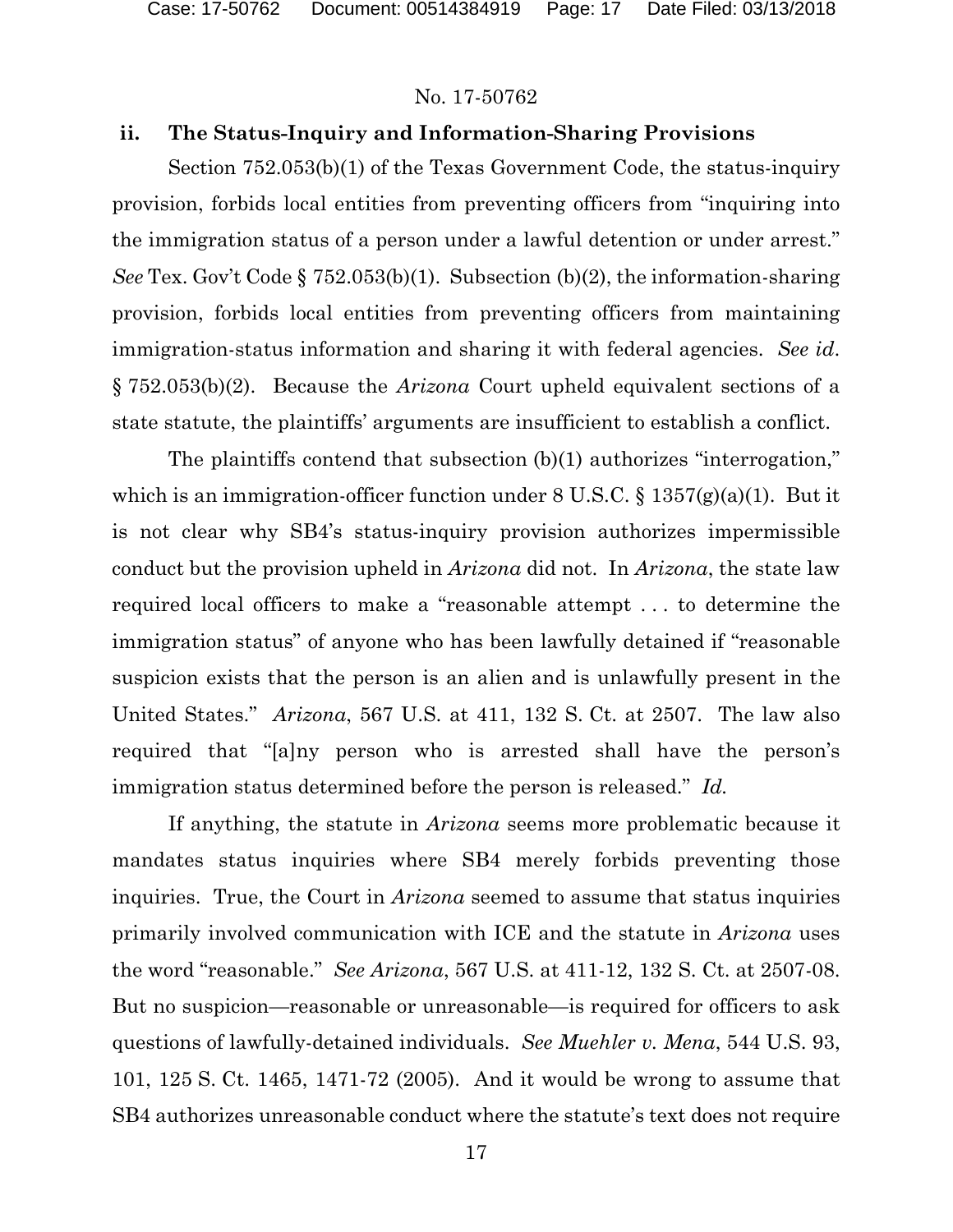### ii. The Status-Inquiry and Information-Sharing Provisions

Section 752.053(b)(1) of the Texas Government Code, the status-inquiry provision, forbids local entities from preventing officers from "inquiring into the immigration status of a person under a lawful detention or under arrest." *See* Tex. Gov't Code § 752.053(b)(1). Subsection (b)(2), the information-sharing provision, forbids local entities from preventing officers from maintaining immigration-status information and sharing it with federal agencies. *See id.* § 752.053(b)(2). Because the *Arizona* Court upheld equivalent sections of a state statute, the plaintiffs' arguments are insufficient to establish a conflict.

The plaintiffs contend that subsection (b)(1) authorizes "interrogation," which is an immigration-officer function under 8 U.S.C. § 1357(g)(a)(1). But it is not clear why SB4's status-inquiry provision authorizes impermissible conduct but the provision upheld in *Arizona* did not. In *Arizona*, the state law required local officers to make a "reasonable attempt . . . to determine the immigration status" of anyone who has been lawfully detained if "reasonable suspicion exists that the person is an alien and is unlawfully present in the United States." *Arizona*, 567 U.S. at 411, 132 S. Ct. at 2507. The law also required that "[a]ny person who is arrested shall have the person's immigration status determined before the person is released." *Id.*

If anything, the statute in *Arizona* seems more problematic because it mandates status inquiries where SB4 merely forbids preventing those inquiries. True, the Court in *Arizona* seemed to assume that status inquiries primarily involved communication with ICE and the statute in *Arizona* uses the word "reasonable." *See Arizona*, 567 U.S. at 411-12, 132 S. Ct. at 2507-08. But no suspicion—reasonable or unreasonable—is required for officers to ask questions of lawfully-detained individuals. *See Muehler v. Mena*, 544 U.S. 93, 101, 125 S. Ct. 1465, 1471-72 (2005). And it would be wrong to assume that SB4 authorizes unreasonable conduct where the statute's text does not require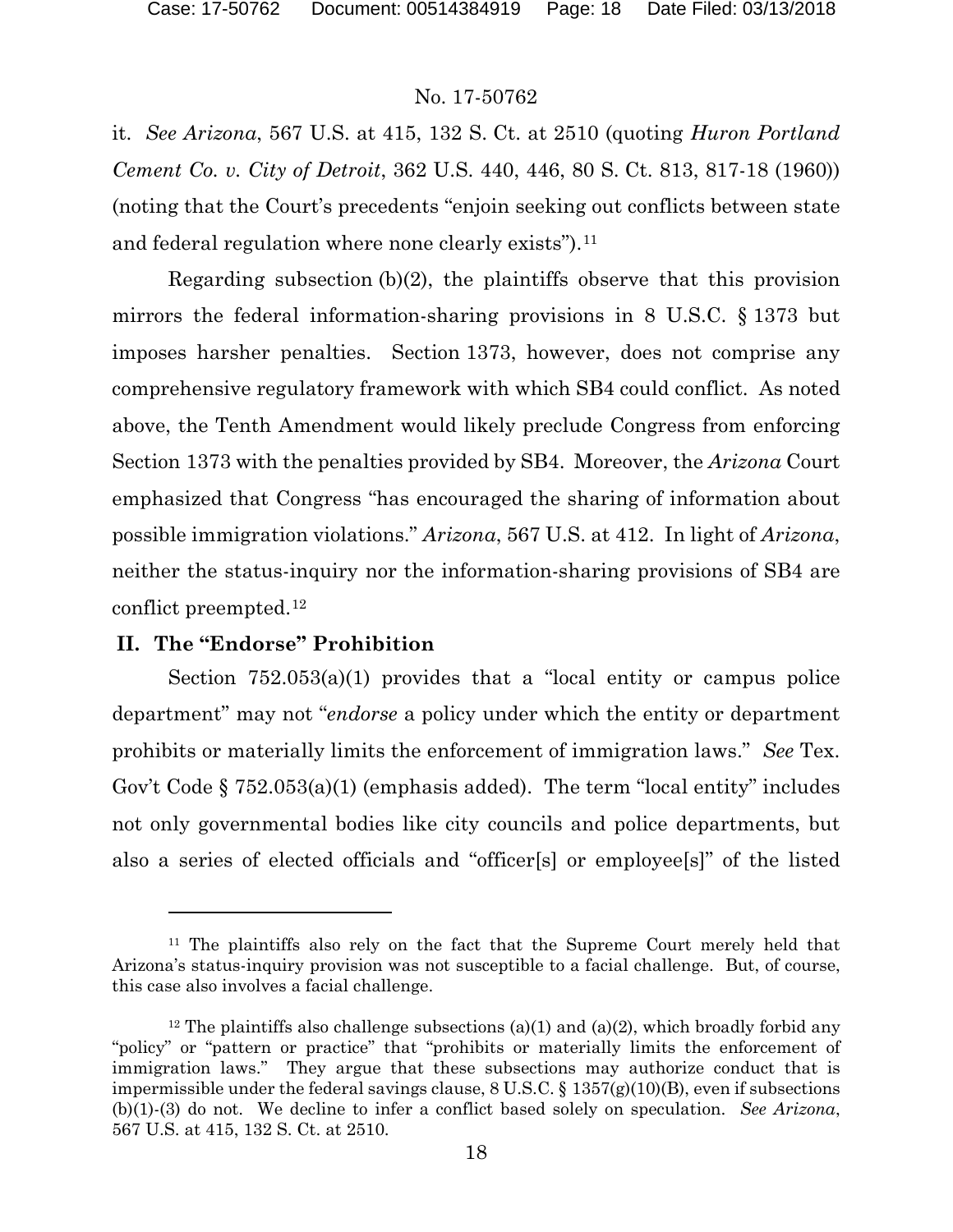it. *See Arizona*, 567 U.S. at 415, 132 S. Ct. at 2510 (quoting *Huron Portland Cement Co. v. City of Detroit*, 362 U.S. 440, 446, 80 S. Ct. 813, 817-18 (1960)) (noting that the Court's precedents "enjoin seeking out conflicts between state and federal regulation where none clearly exists").[11]

Regarding subsection (b)(2), the plaintiffs observe that this provision mirrors the federal information-sharing provisions in 8 U.S.C. § 1373 but imposes harsher penalties. Section 1373, however, does not comprise any comprehensive regulatory framework with which SB4 could conflict. As noted above, the Tenth Amendment would likely preclude Congress from enforcing Section 1373 with the penalties provided by SB4. Moreover, the *Arizona* Court emphasized that Congress "has encouraged the sharing of information about possible immigration violations." *Arizona*, 567 U.S. at 412. In light of *Arizona*, neither the status-inquiry nor the information-sharing provisions of SB4 are conflict preempted.[12]

## II. The "Endorse" Prohibition

Section 752.053(a)(1) provides that a "local entity or campus police department" may not "*endorse* a policy under which the entity or department prohibits or materially limits the enforcement of immigration laws." *See* Tex. Gov't Code § 752.053(a)(1) (emphasis added). The term "local entity" includes not only governmental bodies like city councils and police departments, but also a series of elected officials and "officer[s] or employee[s]" of the listed

---

[11] The plaintiffs also rely on the fact that the Supreme Court merely held that Arizona's status-inquiry provision was not susceptible to a facial challenge. But, of course, this case also involves a facial challenge.

[12] The plaintiffs also challenge subsections (a)(1) and (a)(2), which broadly forbid any "policy" or "pattern or practice" that "prohibits or materially limits the enforcement of immigration laws." They argue that these subsections may authorize conduct that is impermissible under the federal savings clause, 8 U.S.C. § 1357(g)(10)(B), even if subsections (b)(1)-(3) do not. We decline to infer a conflict based solely on speculation. *See Arizona*, 567 U.S. at 415, 132 S. Ct. at 2510.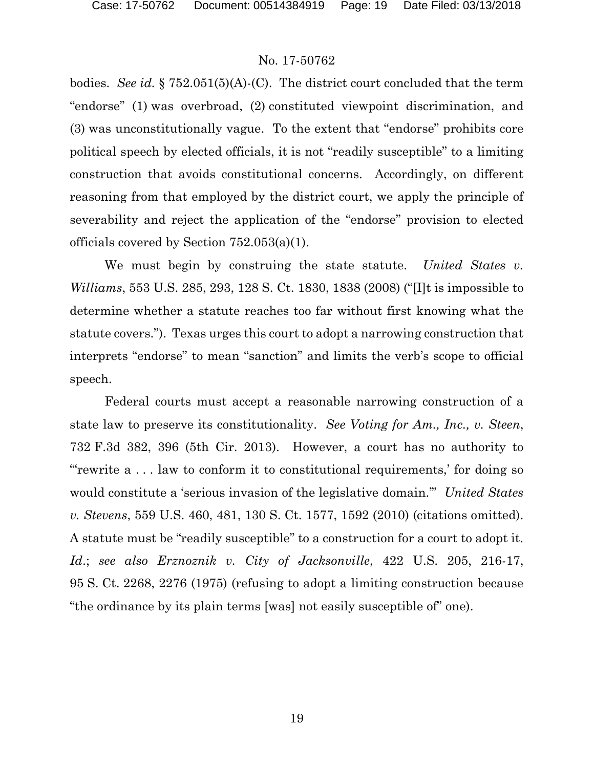bodies. *See id.* § 752.051(5)(A)-(C). The district court concluded that the term "endorse" (1) was overbroad, (2) constituted viewpoint discrimination, and (3) was unconstitutionally vague. To the extent that "endorse" prohibits core political speech by elected officials, it is not "readily susceptible" to a limiting construction that avoids constitutional concerns. Accordingly, on different reasoning from that employed by the district court, we apply the principle of severability and reject the application of the "endorse" provision to elected officials covered by Section 752.053(a)(1).

We must begin by construing the state statute. *United States v. Williams*, 553 U.S. 285, 293, 128 S. Ct. 1830, 1838 (2008) ("[I]t is impossible to determine whether a statute reaches too far without first knowing what the statute covers."). Texas urges this court to adopt a narrowing construction that interprets "endorse" to mean "sanction" and limits the verb's scope to official speech.

Federal courts must accept a reasonable narrowing construction of a state law to preserve its constitutionality. *See Voting for Am., Inc., v. Steen*, 732 F.3d 382, 396 (5th Cir. 2013). However, a court has no authority to "'rewrite a . . . law to conform it to constitutional requirements,' for doing so would constitute a 'serious invasion of the legislative domain.'" *United States v. Stevens*, 559 U.S. 460, 481, 130 S. Ct. 1577, 1592 (2010) (citations omitted). A statute must be "readily susceptible" to a construction for a court to adopt it. *Id.*; *see also Erznoznik v. City of Jacksonville*, 422 U.S. 205, 216-17, 95 S. Ct. 2268, 2276 (1975) (refusing to adopt a limiting construction because "the ordinance by its plain terms [was] not easily susceptible of" one).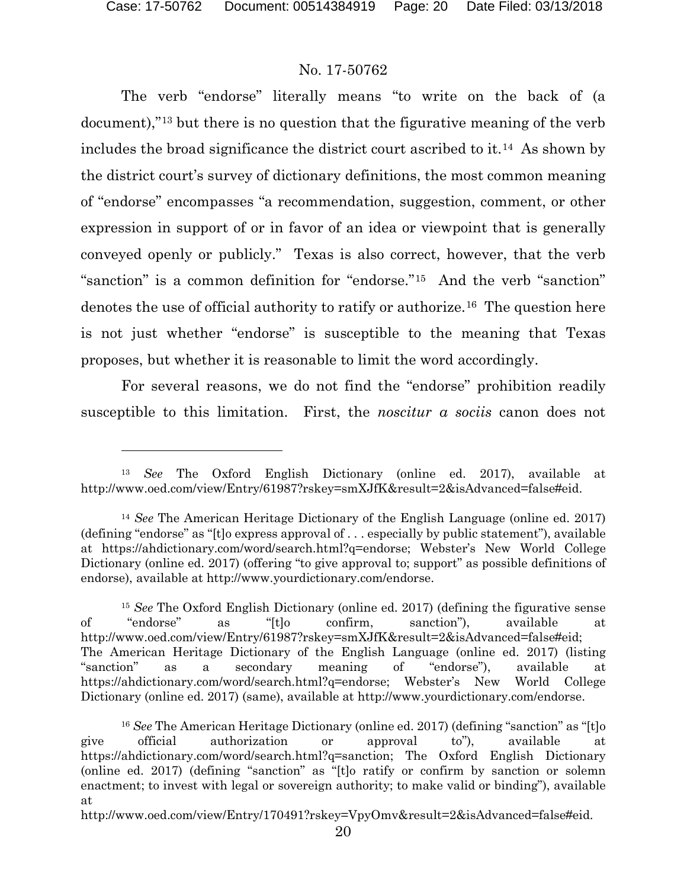The verb "endorse" literally means "to write on the back of (a document),"[13] but there is no question that the figurative meaning of the verb includes the broad significance the district court ascribed to it.[14] As shown by the district court's survey of dictionary definitions, the most common meaning of "endorse" encompasses "a recommendation, suggestion, comment, or other expression in support of or in favor of an idea or viewpoint that is generally conveyed openly or publicly." Texas is also correct, however, that the verb "sanction" is a common definition for "endorse."[15] And the verb "sanction" denotes the use of official authority to ratify or authorize.[16] The question here is not just whether "endorse" is susceptible to the meaning that Texas proposes, but whether it is reasonable to limit the word accordingly.

For several reasons, we do not find the "endorse" prohibition readily susceptible to this limitation. First, the *noscitur a sociis* canon does not

---

[13] *See* The Oxford English Dictionary (online ed. 2017), available at http://www.oed.com/view/Entry/61987?rskey=smXJfK&result=2&isAdvanced=false#eid.

[14] *See* The American Heritage Dictionary of the English Language (online ed. 2017) (defining "endorse" as "[t]o express approval of . . . especially by public statement"), available at https://ahdictionary.com/word/search.html?q=endorse; Webster's New World College Dictionary (online ed. 2017) (offering "to give approval to; support" as possible definitions of endorse), available at http://www.yourdictionary.com/endorse.

[15] *See* The Oxford English Dictionary (online ed. 2017) (defining the figurative sense of "endorse" as "[t]o confirm, sanction"), available at http://www.oed.com/view/Entry/61987?rskey=smXJfK&result=2&isAdvanced=false#eid; The American Heritage Dictionary of the English Language (online ed. 2017) (listing "sanction" as a secondary meaning of "endorse"), available at https://ahdictionary.com/word/search.html?q=endorse; Webster's New World College Dictionary (online ed. 2017) (same), available at http://www.yourdictionary.com/endorse.

[16] *See* The American Heritage Dictionary (online ed. 2017) (defining "sanction" as "[t]o give official authorization or approval to"), available at https://ahdictionary.com/word/search.html?q=sanction; The Oxford English Dictionary (online ed. 2017) (defining "sanction" as "[t]o ratify or confirm by sanction or solemn enactment; to invest with legal or sovereign authority; to make valid or binding"), available at http://www.oed.com/view/Entry/170491?rskey=VpyOmv&result=2&isAdvanced=false#eid.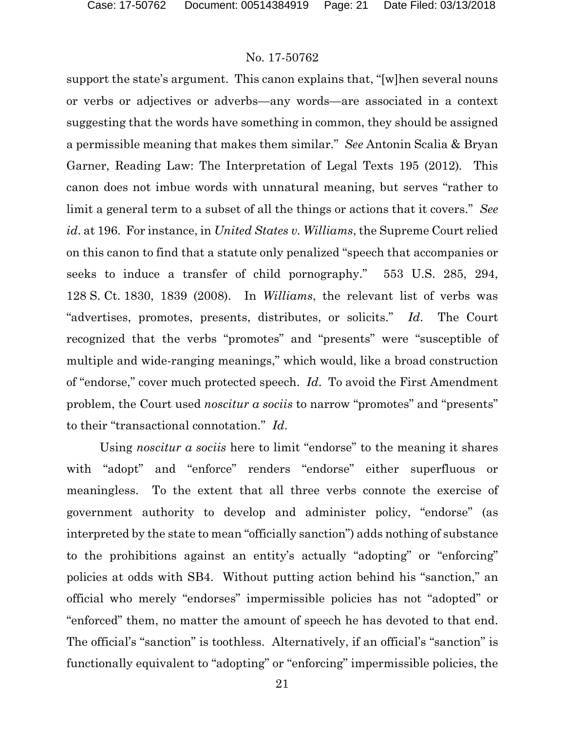support the state's argument. This canon explains that, "[w]hen several nouns or verbs or adjectives or adverbs—any words—are associated in a context suggesting that the words have something in common, they should be assigned a permissible meaning that makes them similar." *See* Antonin Scalia & Bryan Garner, Reading Law: The Interpretation of Legal Texts 195 (2012). This canon does not imbue words with unnatural meaning, but serves "rather to limit a general term to a subset of all the things or actions that it covers." *See id*. at 196. For instance, in *United States v. Williams*, the Supreme Court relied on this canon to find that a statute only penalized "speech that accompanies or seeks to induce a transfer of child pornography." 553 U.S. 285, 294, 128 S. Ct. 1830, 1839 (2008). In *Williams*, the relevant list of verbs was "advertises, promotes, presents, distributes, or solicits." *Id*. The Court recognized that the verbs "promotes" and "presents" were "susceptible of multiple and wide-ranging meanings," which would, like a broad construction of "endorse," cover much protected speech. *Id*. To avoid the First Amendment problem, the Court used *noscitur a sociis* to narrow "promotes" and "presents" to their "transactional connotation." *Id*.

Using *noscitur a sociis* here to limit "endorse" to the meaning it shares with "adopt" and "enforce" renders "endorse" either superfluous or meaningless. To the extent that all three verbs connote the exercise of government authority to develop and administer policy, "endorse" (as interpreted by the state to mean "officially sanction") adds nothing of substance to the prohibitions against an entity's actually "adopting" or "enforcing" policies at odds with SB4. Without putting action behind his "sanction," an official who merely "endorses" impermissible policies has not "adopted" or "enforced" them, no matter the amount of speech he has devoted to that end. The official's "sanction" is toothless. Alternatively, if an official's "sanction" is functionally equivalent to "adopting" or "enforcing" impermissible policies, the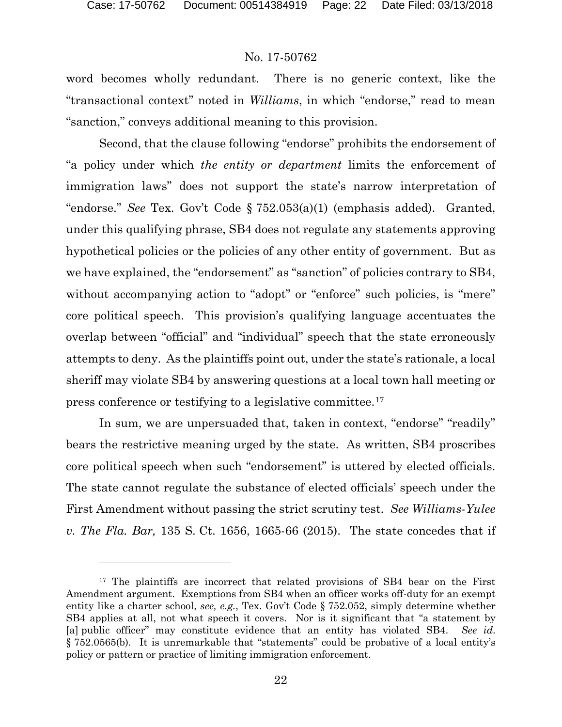word becomes wholly redundant. There is no generic context, like the "transactional context" noted in *Williams*, in which "endorse," read to mean "sanction," conveys additional meaning to this provision.

Second, that the clause following "endorse" prohibits the endorsement of "a policy under which *the entity or department* limits the enforcement of immigration laws" does not support the state's narrow interpretation of "endorse." *See* Tex. Gov't Code § 752.053(a)(1) (emphasis added). Granted, under this qualifying phrase, SB4 does not regulate any statements approving hypothetical policies or the policies of any other entity of government. But as we have explained, the "endorsement" as "sanction" of policies contrary to SB4, without accompanying action to "adopt" or "enforce" such policies, is "mere" core political speech. This provision's qualifying language accentuates the overlap between "official" and "individual" speech that the state erroneously attempts to deny. As the plaintiffs point out, under the state's rationale, a local sheriff may violate SB4 by answering questions at a local town hall meeting or press conference or testifying to a legislative committee.[17]

In sum, we are unpersuaded that, taken in context, "endorse" "readily" bears the restrictive meaning urged by the state. As written, SB4 proscribes core political speech when such "endorsement" is uttered by elected officials. The state cannot regulate the substance of elected officials' speech under the First Amendment without passing the strict scrutiny test. *See Williams-Yulee v. The Fla. Bar,* 135 S. Ct. 1656, 1665-66 (2015). The state concedes that if

---

[17] The plaintiffs are incorrect that related provisions of SB4 bear on the First Amendment argument. Exemptions from SB4 when an officer works off-duty for an exempt entity like a charter school, *see, e.g.*, Tex. Gov't Code § 752.052, simply determine whether SB4 applies at all, not what speech it covers. Nor is it significant that "a statement by [a] public officer" may constitute evidence that an entity has violated SB4. *See id.* § 752.0565(b). It is unremarkable that "statements" could be probative of a local entity's policy or pattern or practice of limiting immigration enforcement.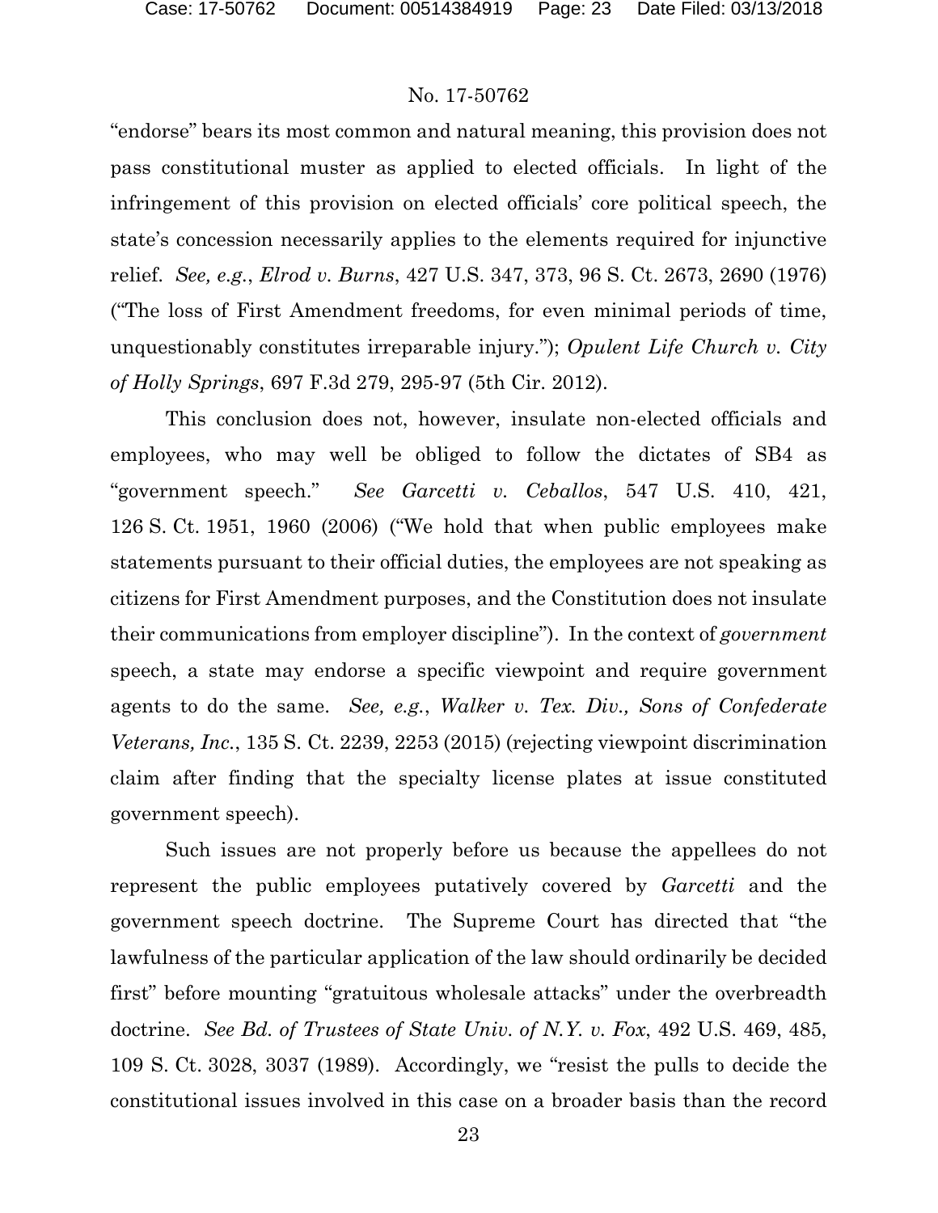"endorse" bears its most common and natural meaning, this provision does not pass constitutional muster as applied to elected officials. In light of the infringement of this provision on elected officials' core political speech, the state's concession necessarily applies to the elements required for injunctive relief. *See, e.g.*, *Elrod v. Burns*, 427 U.S. 347, 373, 96 S. Ct. 2673, 2690 (1976) ("The loss of First Amendment freedoms, for even minimal periods of time, unquestionably constitutes irreparable injury."); *Opulent Life Church v. City of Holly Springs*, 697 F.3d 279, 295-97 (5th Cir. 2012).

This conclusion does not, however, insulate non-elected officials and employees, who may well be obliged to follow the dictates of SB4 as "government speech." *See Garcetti v. Ceballos*, 547 U.S. 410, 421, 126 S. Ct. 1951, 1960 (2006) ("We hold that when public employees make statements pursuant to their official duties, the employees are not speaking as citizens for First Amendment purposes, and the Constitution does not insulate their communications from employer discipline"). In the context of *government* speech, a state may endorse a specific viewpoint and require government agents to do the same. *See, e.g.*, *Walker v. Tex. Div., Sons of Confederate Veterans, Inc.*, 135 S. Ct. 2239, 2253 (2015) (rejecting viewpoint discrimination claim after finding that the specialty license plates at issue constituted government speech).

Such issues are not properly before us because the appellees do not represent the public employees putatively covered by *Garcetti* and the government speech doctrine. The Supreme Court has directed that "the lawfulness of the particular application of the law should ordinarily be decided first" before mounting "gratuitous wholesale attacks" under the overbreadth doctrine. *See Bd. of Trustees of State Univ. of N.Y. v. Fox*, 492 U.S. 469, 485, 109 S. Ct. 3028, 3037 (1989). Accordingly, we "resist the pulls to decide the constitutional issues involved in this case on a broader basis than the record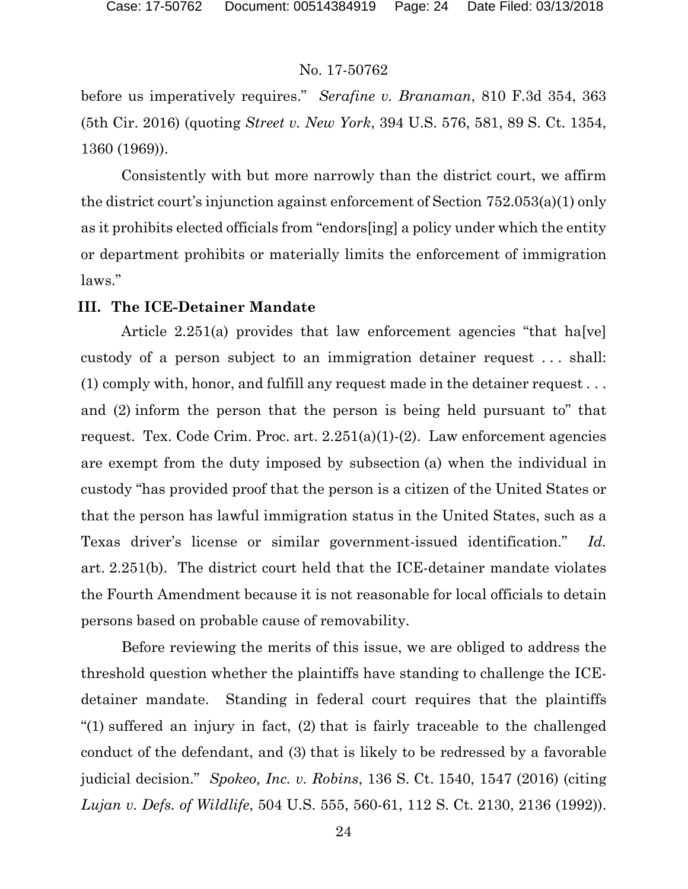before us imperatively requires." *Serafine v. Branaman*, 810 F.3d 354, 363 (5th Cir. 2016) (quoting *Street v. New York*, 394 U.S. 576, 581, 89 S. Ct. 1354, 1360 (1969)).

Consistently with but more narrowly than the district court, we affirm the district court's injunction against enforcement of Section 752.053(a)(1) only as it prohibits elected officials from "endors[ing] a policy under which the entity or department prohibits or materially limits the enforcement of immigration laws."

## III. The ICE-Detainer Mandate

Article 2.251(a) provides that law enforcement agencies "that ha[ve] custody of a person subject to an immigration detainer request . . . shall: (1) comply with, honor, and fulfill any request made in the detainer request . . . and (2) inform the person that the person is being held pursuant to" that request. Tex. Code Crim. Proc. art. 2.251(a)(1)-(2). Law enforcement agencies are exempt from the duty imposed by subsection (a) when the individual in custody "has provided proof that the person is a citizen of the United States or that the person has lawful immigration status in the United States, such as a Texas driver's license or similar government-issued identification." *Id.* art. 2.251(b). The district court held that the ICE-detainer mandate violates the Fourth Amendment because it is not reasonable for local officials to detain persons based on probable cause of removability.

Before reviewing the merits of this issue, we are obliged to address the threshold question whether the plaintiffs have standing to challenge the ICE-detainer mandate. Standing in federal court requires that the plaintiffs "(1) suffered an injury in fact, (2) that is fairly traceable to the challenged conduct of the defendant, and (3) that is likely to be redressed by a favorable judicial decision." *Spokeo, Inc. v. Robins*, 136 S. Ct. 1540, 1547 (2016) (citing *Lujan v. Defs. of Wildlife*, 504 U.S. 555, 560-61, 112 S. Ct. 2130, 2136 (1992)).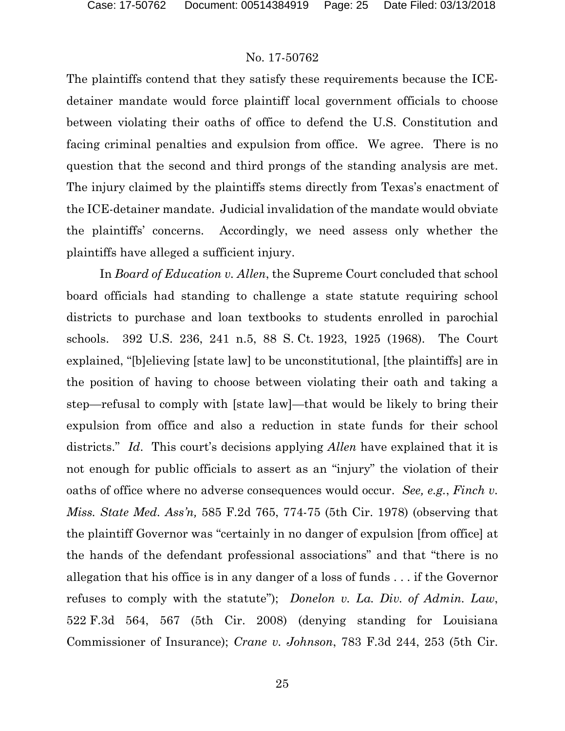The plaintiffs contend that they satisfy these requirements because the ICE-detainer mandate would force plaintiff local government officials to choose between violating their oaths of office to defend the U.S. Constitution and facing criminal penalties and expulsion from office. We agree. There is no question that the second and third prongs of the standing analysis are met. The injury claimed by the plaintiffs stems directly from Texas's enactment of the ICE-detainer mandate. Judicial invalidation of the mandate would obviate the plaintiffs' concerns. Accordingly, we need assess only whether the plaintiffs have alleged a sufficient injury.

In *Board of Education v. Allen*, the Supreme Court concluded that school board officials had standing to challenge a state statute requiring school districts to purchase and loan textbooks to students enrolled in parochial schools. 392 U.S. 236, 241 n.5, 88 S. Ct. 1923, 1925 (1968). The Court explained, "[b]elieving [state law] to be unconstitutional, [the plaintiffs] are in the position of having to choose between violating their oath and taking a step—refusal to comply with [state law]—that would be likely to bring their expulsion from office and also a reduction in state funds for their school districts." *Id*. This court's decisions applying *Allen* have explained that it is not enough for public officials to assert as an "injury" the violation of their oaths of office where no adverse consequences would occur. *See, e.g.*, *Finch v. Miss. State Med. Ass'n,* 585 F.2d 765, 774-75 (5th Cir. 1978) (observing that the plaintiff Governor was "certainly in no danger of expulsion [from office] at the hands of the defendant professional associations" and that "there is no allegation that his office is in any danger of a loss of funds . . . if the Governor refuses to comply with the statute"); *Donelon v. La. Div. of Admin. Law*, 522 F.3d 564, 567 (5th Cir. 2008) (denying standing for Louisiana Commissioner of Insurance); *Crane v. Johnson*, 783 F.3d 244, 253 (5th Cir.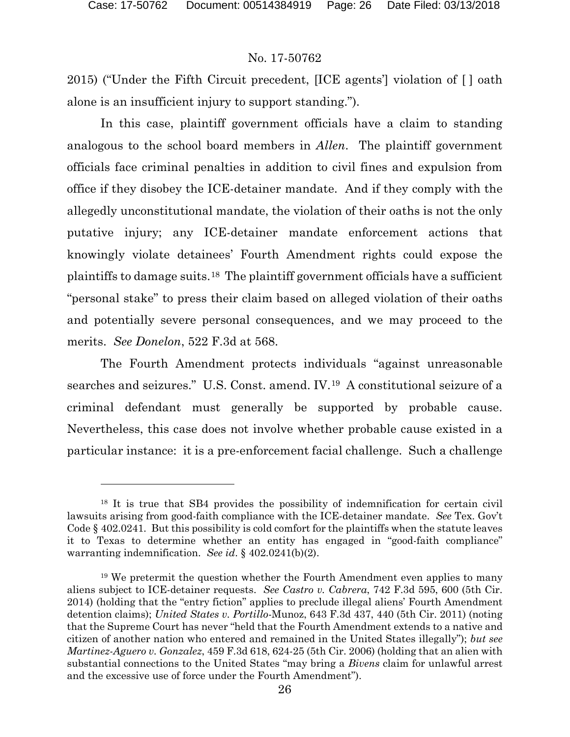2015) ("Under the Fifth Circuit precedent, [ICE agents'] violation of [ ] oath alone is an insufficient injury to support standing.").

In this case, plaintiff government officials have a claim to standing analogous to the school board members in *Allen*. The plaintiff government officials face criminal penalties in addition to civil fines and expulsion from office if they disobey the ICE-detainer mandate. And if they comply with the allegedly unconstitutional mandate, the violation of their oaths is not the only putative injury; any ICE-detainer mandate enforcement actions that knowingly violate detainees' Fourth Amendment rights could expose the plaintiffs to damage suits.[18] The plaintiff government officials have a sufficient "personal stake" to press their claim based on alleged violation of their oaths and potentially severe personal consequences, and we may proceed to the merits. *See Donelon*, 522 F.3d at 568.

The Fourth Amendment protects individuals "against unreasonable searches and seizures." U.S. Const. amend. IV.[19] A constitutional seizure of a criminal defendant must generally be supported by probable cause. Nevertheless, this case does not involve whether probable cause existed in a particular instance: it is a pre-enforcement facial challenge. Such a challenge

---

[18] It is true that SB4 provides the possibility of indemnification for certain civil lawsuits arising from good-faith compliance with the ICE-detainer mandate. *See* Tex. Gov't Code § 402.0241. But this possibility is cold comfort for the plaintiffs when the statute leaves it to Texas to determine whether an entity has engaged in "good-faith compliance" warranting indemnification. *See id*. § 402.0241(b)(2).

[19] We pretermit the question whether the Fourth Amendment even applies to many aliens subject to ICE-detainer requests. *See Castro v. Cabrera*, 742 F.3d 595, 600 (5th Cir. 2014) (holding that the "entry fiction" applies to preclude illegal aliens' Fourth Amendment detention claims); *United States v. Portillo*-Munoz, 643 F.3d 437, 440 (5th Cir. 2011) (noting that the Supreme Court has never "held that the Fourth Amendment extends to a native and citizen of another nation who entered and remained in the United States illegally"); *but see Martinez-Aguero v. Gonzalez*, 459 F.3d 618, 624-25 (5th Cir. 2006) (holding that an alien with substantial connections to the United States "may bring a *Bivens* claim for unlawful arrest and the excessive use of force under the Fourth Amendment").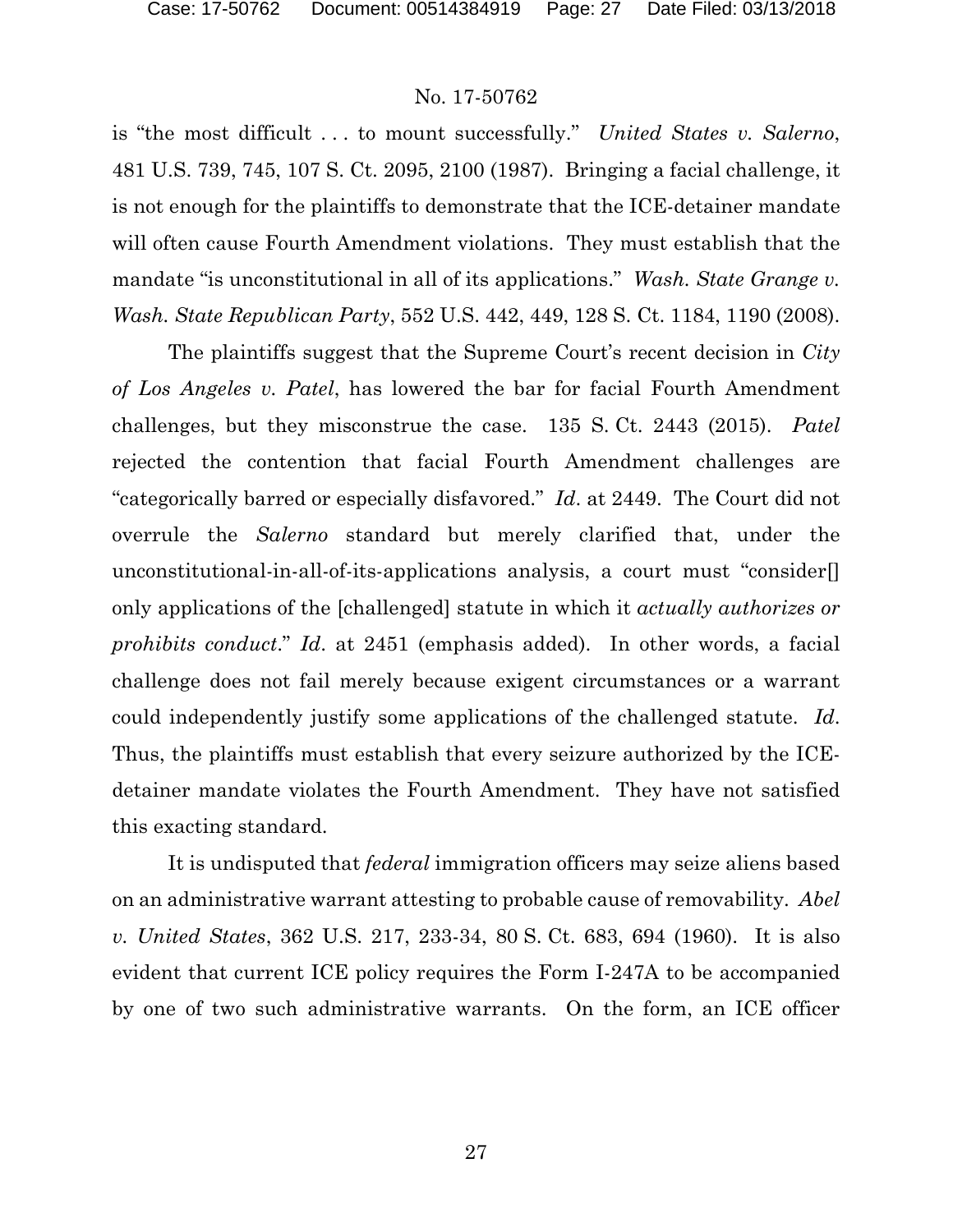is "the most difficult . . . to mount successfully." *United States v. Salerno*, 481 U.S. 739, 745, 107 S. Ct. 2095, 2100 (1987). Bringing a facial challenge, it is not enough for the plaintiffs to demonstrate that the ICE-detainer mandate will often cause Fourth Amendment violations. They must establish that the mandate "is unconstitutional in all of its applications." *Wash. State Grange v. Wash. State Republican Party*, 552 U.S. 442, 449, 128 S. Ct. 1184, 1190 (2008).

The plaintiffs suggest that the Supreme Court's recent decision in *City of Los Angeles v. Patel*, has lowered the bar for facial Fourth Amendment challenges, but they misconstrue the case. 135 S. Ct. 2443 (2015). *Patel* rejected the contention that facial Fourth Amendment challenges are "categorically barred or especially disfavored." *Id.* at 2449. The Court did not overrule the *Salerno* standard but merely clarified that, under the unconstitutional-in-all-of-its-applications analysis, a court must "consider[] only applications of the [challenged] statute in which it *actually authorizes or prohibits conduct*." *Id.* at 2451 (emphasis added). In other words, a facial challenge does not fail merely because exigent circumstances or a warrant could independently justify some applications of the challenged statute. *Id.* Thus, the plaintiffs must establish that every seizure authorized by the ICE-detainer mandate violates the Fourth Amendment. They have not satisfied this exacting standard.

It is undisputed that *federal* immigration officers may seize aliens based on an administrative warrant attesting to probable cause of removability. *Abel v. United States*, 362 U.S. 217, 233-34, 80 S. Ct. 683, 694 (1960). It is also evident that current ICE policy requires the Form I-247A to be accompanied by one of two such administrative warrants. On the form, an ICE officer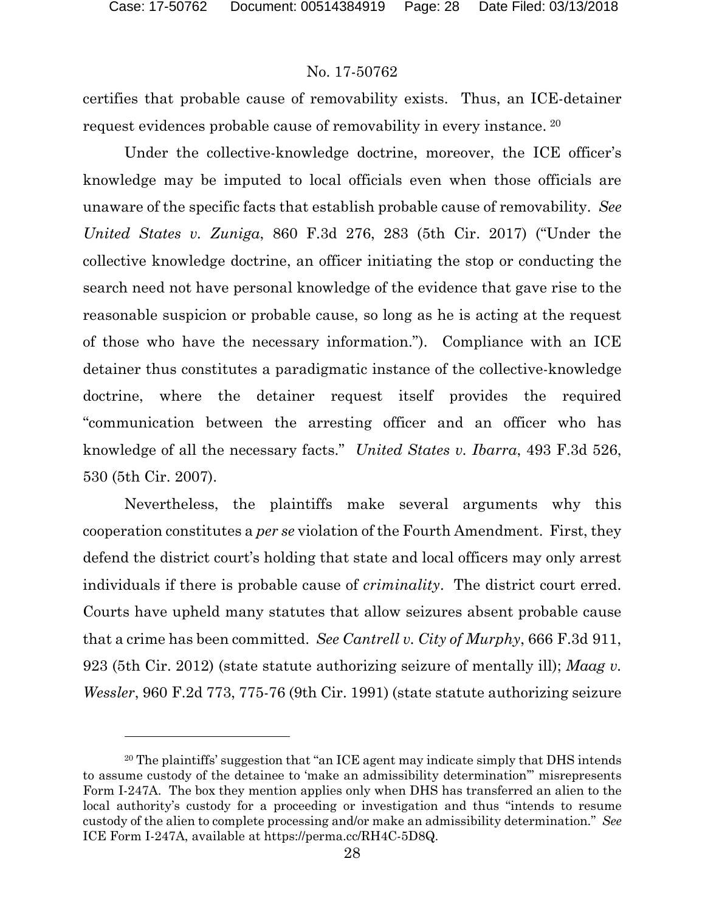certifies that probable cause of removability exists. Thus, an ICE-detainer request evidences probable cause of removability in every instance. [20]

Under the collective-knowledge doctrine, moreover, the ICE officer's knowledge may be imputed to local officials even when those officials are unaware of the specific facts that establish probable cause of removability. *See United States v. Zuniga*, 860 F.3d 276, 283 (5th Cir. 2017) ("Under the collective knowledge doctrine, an officer initiating the stop or conducting the search need not have personal knowledge of the evidence that gave rise to the reasonable suspicion or probable cause, so long as he is acting at the request of those who have the necessary information."). Compliance with an ICE detainer thus constitutes a paradigmatic instance of the collective-knowledge doctrine, where the detainer request itself provides the required "communication between the arresting officer and an officer who has knowledge of all the necessary facts." *United States v. Ibarra*, 493 F.3d 526, 530 (5th Cir. 2007).

Nevertheless, the plaintiffs make several arguments why this cooperation constitutes a *per se* violation of the Fourth Amendment. First, they defend the district court's holding that state and local officers may only arrest individuals if there is probable cause of *criminality*. The district court erred. Courts have upheld many statutes that allow seizures absent probable cause that a crime has been committed. *See Cantrell v. City of Murphy*, 666 F.3d 911, 923 (5th Cir. 2012) (state statute authorizing seizure of mentally ill); *Maag v. Wessler*, 960 F.2d 773, 775-76 (9th Cir. 1991) (state statute authorizing seizure

[20] The plaintiffs' suggestion that "an ICE agent may indicate simply that DHS intends to assume custody of the detainee to 'make an admissibility determination'" misrepresents Form I-247A. The box they mention applies only when DHS has transferred an alien to the local authority's custody for a proceeding or investigation and thus "intends to resume custody of the alien to complete processing and/or make an admissibility determination." *See* ICE Form I-247A, available at https://perma.cc/RH4C-5D8Q.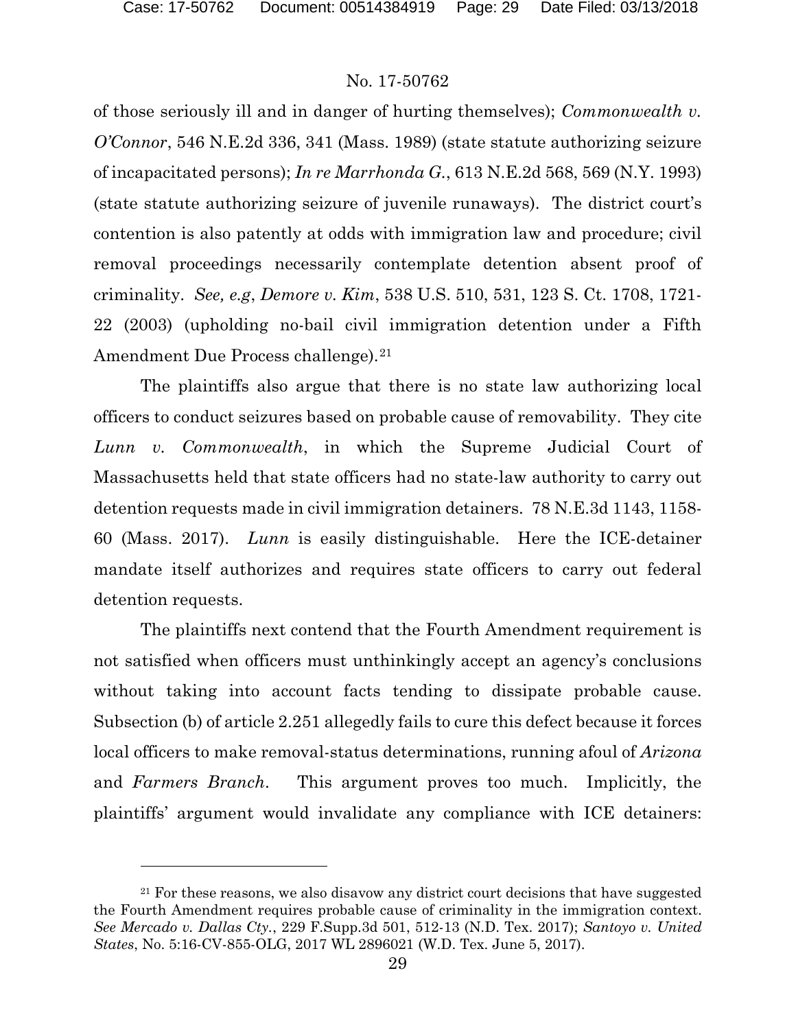of those seriously ill and in danger of hurting themselves); *Commonwealth v. O'Connor*, 546 N.E.2d 336, 341 (Mass. 1989) (state statute authorizing seizure of incapacitated persons); *In re Marrhonda G.*, 613 N.E.2d 568, 569 (N.Y. 1993) (state statute authorizing seizure of juvenile runaways). The district court's contention is also patently at odds with immigration law and procedure; civil removal proceedings necessarily contemplate detention absent proof of criminality. *See, e.g*, *Demore v. Kim*, 538 U.S. 510, 531, 123 S. Ct. 1708, 1721-22 (2003) (upholding no-bail civil immigration detention under a Fifth Amendment Due Process challenge).[21]

The plaintiffs also argue that there is no state law authorizing local officers to conduct seizures based on probable cause of removability. They cite *Lunn v. Commonwealth*, in which the Supreme Judicial Court of Massachusetts held that state officers had no state-law authority to carry out detention requests made in civil immigration detainers. 78 N.E.3d 1143, 1158-60 (Mass. 2017). *Lunn* is easily distinguishable. Here the ICE-detainer mandate itself authorizes and requires state officers to carry out federal detention requests.

The plaintiffs next contend that the Fourth Amendment requirement is not satisfied when officers must unthinkingly accept an agency's conclusions without taking into account facts tending to dissipate probable cause. Subsection (b) of article 2.251 allegedly fails to cure this defect because it forces local officers to make removal-status determinations, running afoul of *Arizona* and *Farmers Branch*. This argument proves too much. Implicitly, the plaintiffs' argument would invalidate any compliance with ICE detainers:

---

[21] For these reasons, we also disavow any district court decisions that have suggested the Fourth Amendment requires probable cause of criminality in the immigration context. *See Mercado v. Dallas Cty.*, 229 F.Supp.3d 501, 512-13 (N.D. Tex. 2017); *Santoyo v. United States*, No. 5:16-CV-855-OLG, 2017 WL 2896021 (W.D. Tex. June 5, 2017).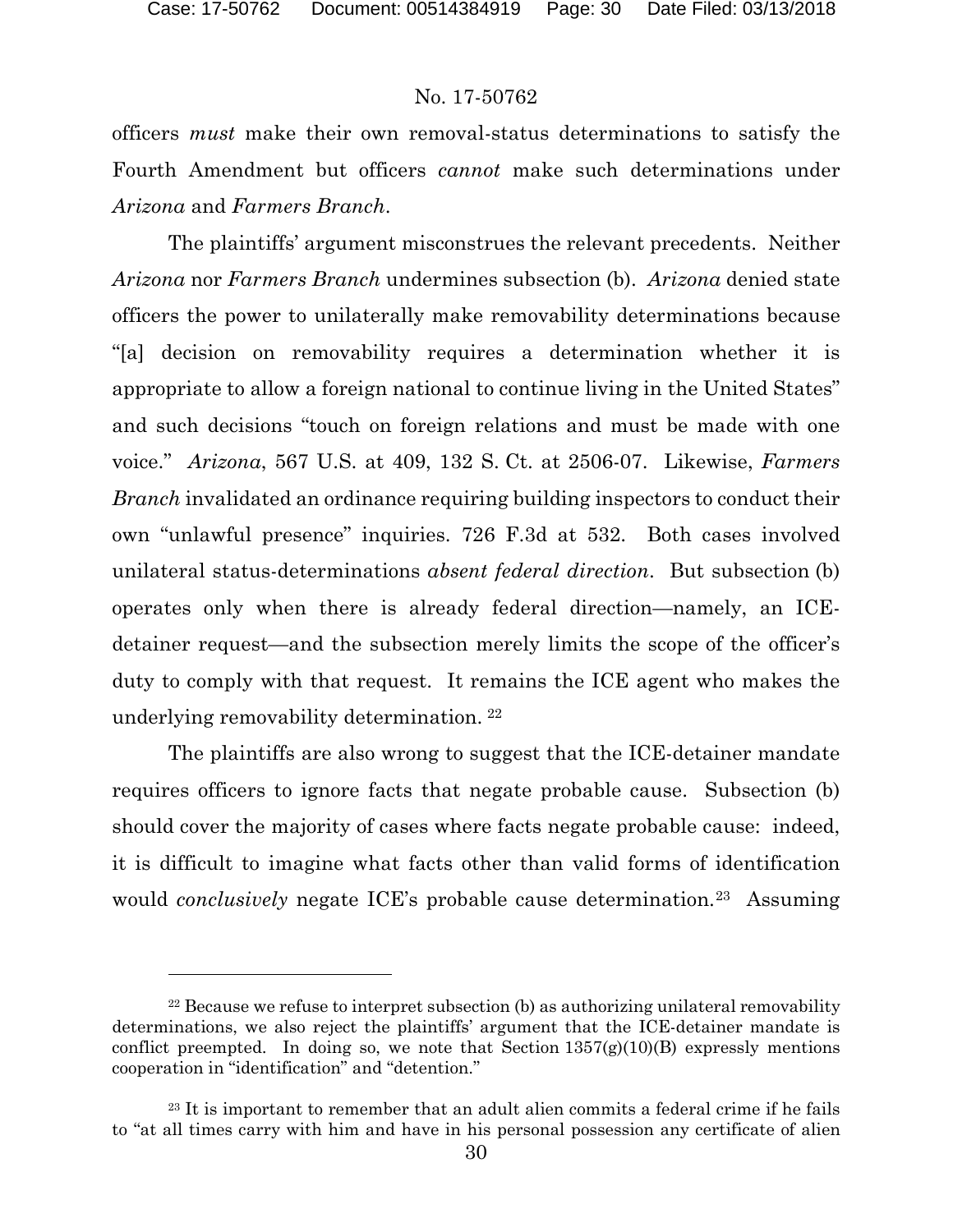officers *must* make their own removal-status determinations to satisfy the Fourth Amendment but officers *cannot* make such determinations under *Arizona* and *Farmers Branch*.

The plaintiffs' argument misconstrues the relevant precedents. Neither *Arizona* nor *Farmers Branch* undermines subsection (b). *Arizona* denied state officers the power to unilaterally make removability determinations because "[a] decision on removability requires a determination whether it is appropriate to allow a foreign national to continue living in the United States" and such decisions "touch on foreign relations and must be made with one voice." *Arizona*, 567 U.S. at 409, 132 S. Ct. at 2506-07. Likewise, *Farmers Branch* invalidated an ordinance requiring building inspectors to conduct their own "unlawful presence" inquiries. 726 F.3d at 532. Both cases involved unilateral status-determinations *absent federal direction*. But subsection (b) operates only when there is already federal direction—namely, an ICE-detainer request—and the subsection merely limits the scope of the officer's duty to comply with that request. It remains the ICE agent who makes the underlying removability determination. [22]

The plaintiffs are also wrong to suggest that the ICE-detainer mandate requires officers to ignore facts that negate probable cause. Subsection (b) should cover the majority of cases where facts negate probable cause: indeed, it is difficult to imagine what facts other than valid forms of identification would *conclusively* negate ICE's probable cause determination.[23] Assuming

---

[22] Because we refuse to interpret subsection (b) as authorizing unilateral removability determinations, we also reject the plaintiffs' argument that the ICE-detainer mandate is conflict preempted. In doing so, we note that Section 1357(g)(10)(B) expressly mentions cooperation in "identification" and "detention."

[23] It is important to remember that an adult alien commits a federal crime if he fails to "at all times carry with him and have in his personal possession any certificate of alien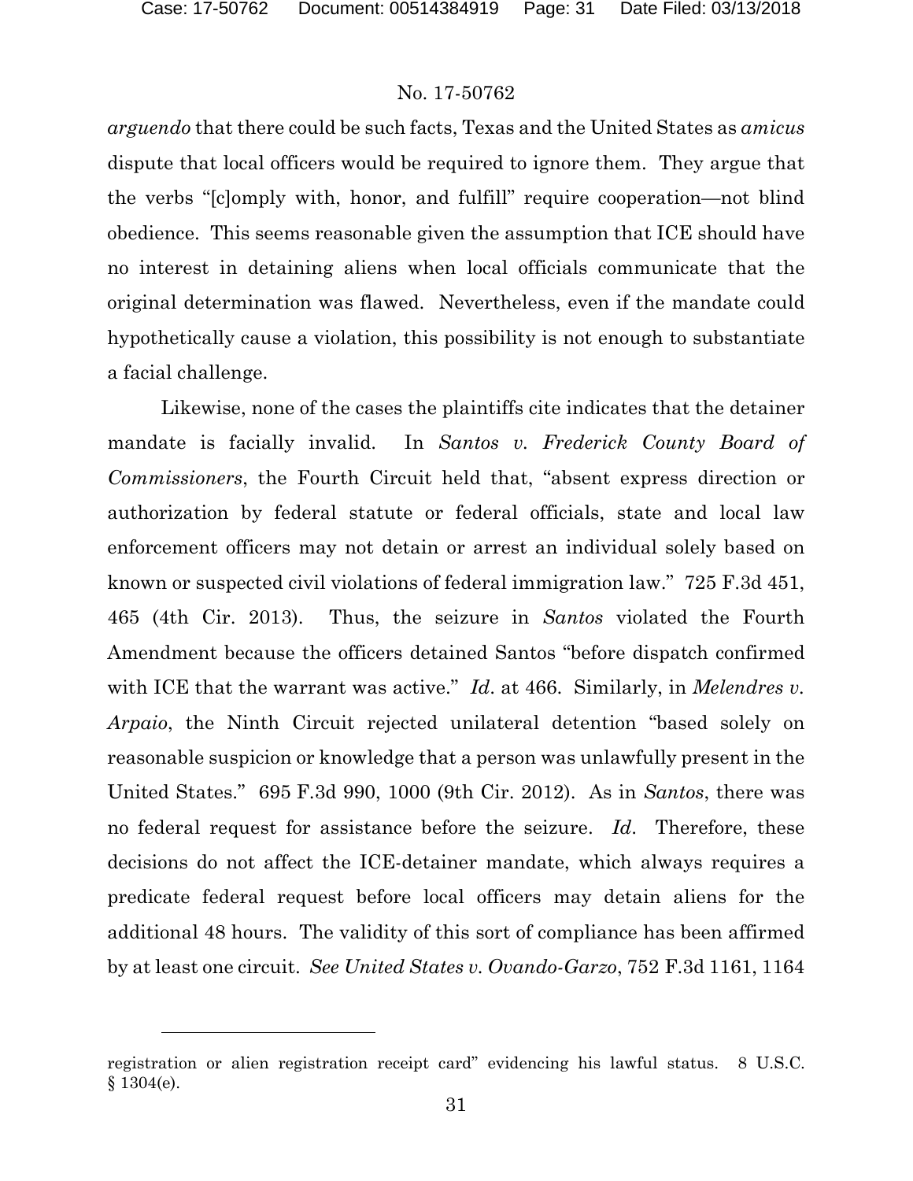*arguendo* that there could be such facts, Texas and the United States as *amicus* dispute that local officers would be required to ignore them. They argue that the verbs "[c]omply with, honor, and fulfill" require cooperation—not blind obedience. This seems reasonable given the assumption that ICE should have no interest in detaining aliens when local officials communicate that the original determination was flawed. Nevertheless, even if the mandate could hypothetically cause a violation, this possibility is not enough to substantiate a facial challenge.

Likewise, none of the cases the plaintiffs cite indicates that the detainer mandate is facially invalid. In *Santos v. Frederick County Board of Commissioners*, the Fourth Circuit held that, "absent express direction or authorization by federal statute or federal officials, state and local law enforcement officers may not detain or arrest an individual solely based on known or suspected civil violations of federal immigration law." 725 F.3d 451, 465 (4th Cir. 2013). Thus, the seizure in *Santos* violated the Fourth Amendment because the officers detained Santos "before dispatch confirmed with ICE that the warrant was active." *Id*. at 466. Similarly, in *Melendres v. Arpaio*, the Ninth Circuit rejected unilateral detention "based solely on reasonable suspicion or knowledge that a person was unlawfully present in the United States." 695 F.3d 990, 1000 (9th Cir. 2012). As in *Santos*, there was no federal request for assistance before the seizure. *Id*. Therefore, these decisions do not affect the ICE-detainer mandate, which always requires a predicate federal request before local officers may detain aliens for the additional 48 hours. The validity of this sort of compliance has been affirmed by at least one circuit. *See United States v. Ovando-Garzo*, 752 F.3d 1161, 1164

---

registration or alien registration receipt card" evidencing his lawful status. 8 U.S.C. § 1304(e).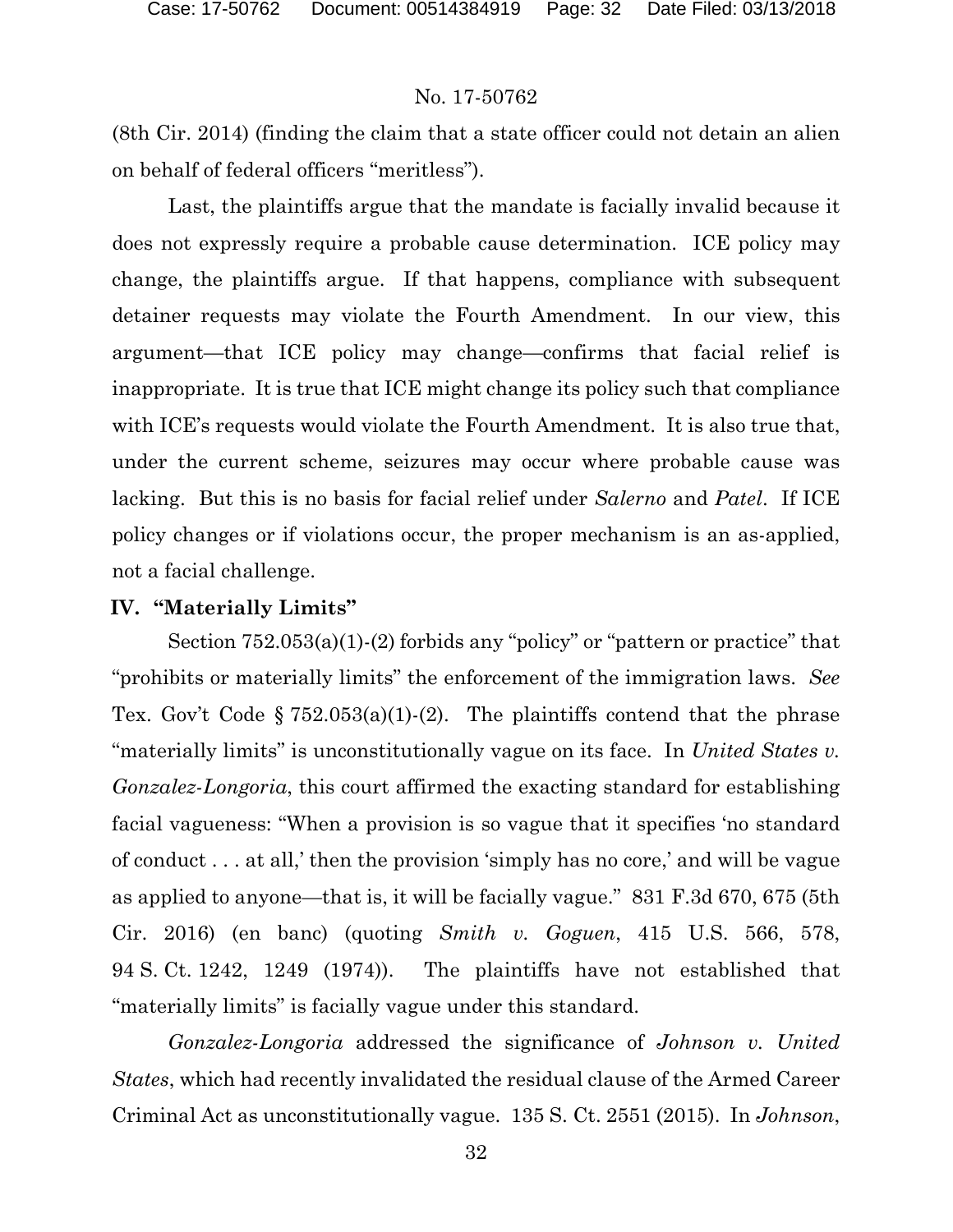(8th Cir. 2014) (finding the claim that a state officer could not detain an alien on behalf of federal officers "meritless").

Last, the plaintiffs argue that the mandate is facially invalid because it does not expressly require a probable cause determination. ICE policy may change, the plaintiffs argue. If that happens, compliance with subsequent detainer requests may violate the Fourth Amendment. In our view, this argument—that ICE policy may change—confirms that facial relief is inappropriate. It is true that ICE might change its policy such that compliance with ICE's requests would violate the Fourth Amendment. It is also true that, under the current scheme, seizures may occur where probable cause was lacking. But this is no basis for facial relief under *Salerno* and *Patel*. If ICE policy changes or if violations occur, the proper mechanism is an as-applied, not a facial challenge.

## IV. "Materially Limits"

Section 752.053(a)(1)-(2) forbids any "policy" or "pattern or practice" that "prohibits or materially limits" the enforcement of the immigration laws. *See* Tex. Gov't Code § 752.053(a)(1)-(2). The plaintiffs contend that the phrase "materially limits" is unconstitutionally vague on its face. In *United States v. Gonzalez-Longoria*, this court affirmed the exacting standard for establishing facial vagueness: "When a provision is so vague that it specifies 'no standard of conduct . . . at all,' then the provision 'simply has no core,' and will be vague as applied to anyone—that is, it will be facially vague." 831 F.3d 670, 675 (5th Cir. 2016) (en banc) (quoting *Smith v. Goguen*, 415 U.S. 566, 578, 94 S. Ct. 1242, 1249 (1974)). The plaintiffs have not established that "materially limits" is facially vague under this standard.

*Gonzalez-Longoria* addressed the significance of *Johnson v. United States*, which had recently invalidated the residual clause of the Armed Career Criminal Act as unconstitutionally vague. 135 S. Ct. 2551 (2015). In *Johnson*,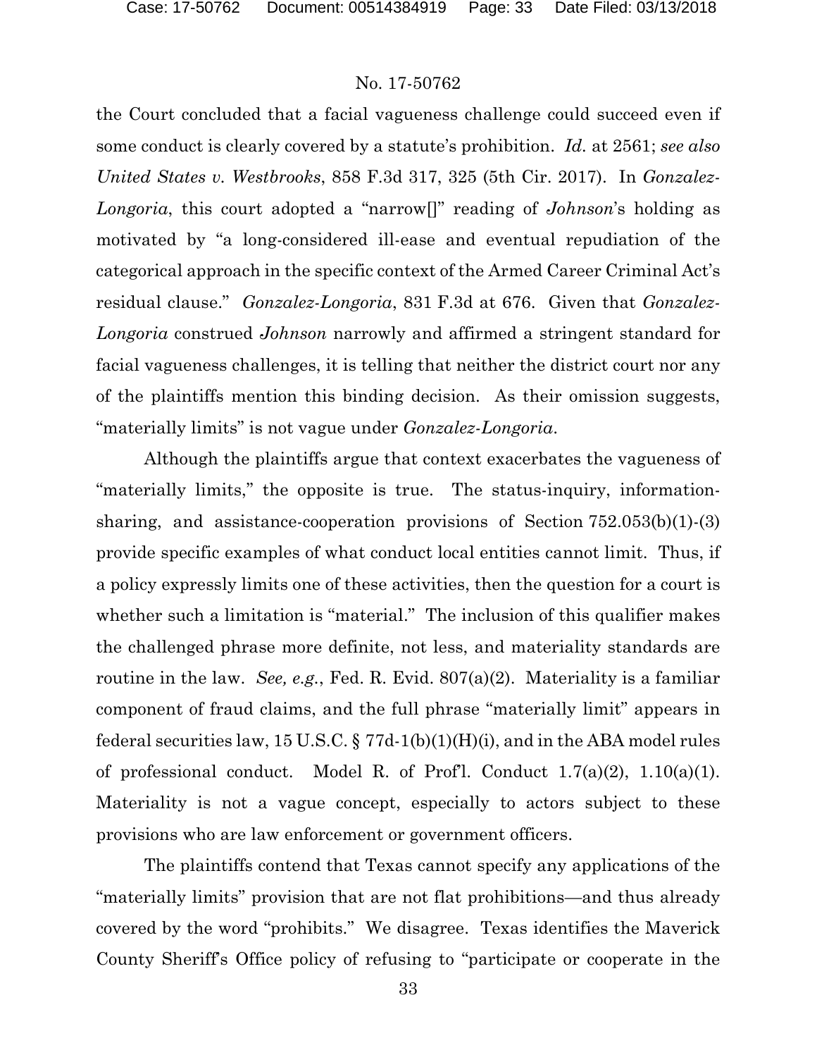the Court concluded that a facial vagueness challenge could succeed even if some conduct is clearly covered by a statute's prohibition. *Id.* at 2561; *see also United States v. Westbrooks*, 858 F.3d 317, 325 (5th Cir. 2017). In *Gonzalez-Longoria*, this court adopted a "narrow[]" reading of *Johnson*'s holding as motivated by "a long-considered ill-ease and eventual repudiation of the categorical approach in the specific context of the Armed Career Criminal Act's residual clause." *Gonzalez-Longoria*, 831 F.3d at 676. Given that *Gonzalez-Longoria* construed *Johnson* narrowly and affirmed a stringent standard for facial vagueness challenges, it is telling that neither the district court nor any of the plaintiffs mention this binding decision. As their omission suggests, "materially limits" is not vague under *Gonzalez-Longoria*.

Although the plaintiffs argue that context exacerbates the vagueness of "materially limits," the opposite is true. The status-inquiry, information-sharing, and assistance-cooperation provisions of Section 752.053(b)(1)-(3) provide specific examples of what conduct local entities cannot limit. Thus, if a policy expressly limits one of these activities, then the question for a court is whether such a limitation is "material." The inclusion of this qualifier makes the challenged phrase more definite, not less, and materiality standards are routine in the law. *See, e.g.*, Fed. R. Evid. 807(a)(2). Materiality is a familiar component of fraud claims, and the full phrase "materially limit" appears in federal securities law, 15 U.S.C. § 77d-1(b)(1)(H)(i), and in the ABA model rules of professional conduct. Model R. of Prof'l. Conduct 1.7(a)(2), 1.10(a)(1). Materiality is not a vague concept, especially to actors subject to these provisions who are law enforcement or government officers.

The plaintiffs contend that Texas cannot specify any applications of the "materially limits" provision that are not flat prohibitions—and thus already covered by the word "prohibits." We disagree. Texas identifies the Maverick County Sheriff's Office policy of refusing to "participate or cooperate in the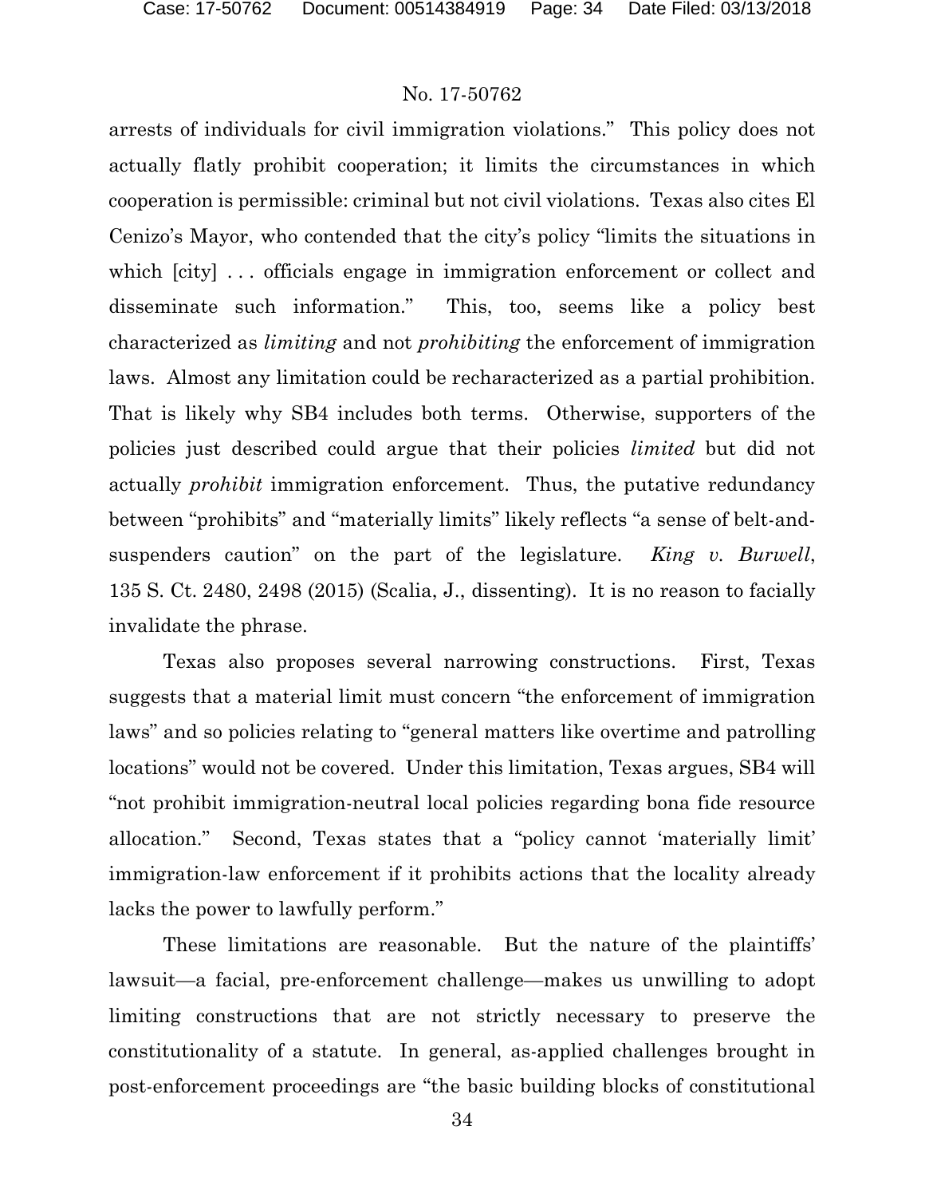arrests of individuals for civil immigration violations." This policy does not actually flatly prohibit cooperation; it limits the circumstances in which cooperation is permissible: criminal but not civil violations. Texas also cites El Cenizo's Mayor, who contended that the city's policy "limits the situations in which [city] . . . officials engage in immigration enforcement or collect and disseminate such information." This, too, seems like a policy best characterized as *limiting* and not *prohibiting* the enforcement of immigration laws. Almost any limitation could be recharacterized as a partial prohibition. That is likely why SB4 includes both terms. Otherwise, supporters of the policies just described could argue that their policies *limited* but did not actually *prohibit* immigration enforcement. Thus, the putative redundancy between "prohibits" and "materially limits" likely reflects "a sense of belt-and-suspenders caution" on the part of the legislature. *King v. Burwell*, 135 S. Ct. 2480, 2498 (2015) (Scalia, J., dissenting). It is no reason to facially invalidate the phrase.

Texas also proposes several narrowing constructions. First, Texas suggests that a material limit must concern "the enforcement of immigration laws" and so policies relating to "general matters like overtime and patrolling locations" would not be covered. Under this limitation, Texas argues, SB4 will "not prohibit immigration-neutral local policies regarding bona fide resource allocation." Second, Texas states that a "policy cannot 'materially limit' immigration-law enforcement if it prohibits actions that the locality already lacks the power to lawfully perform."

These limitations are reasonable. But the nature of the plaintiffs' lawsuit—a facial, pre-enforcement challenge—makes us unwilling to adopt limiting constructions that are not strictly necessary to preserve the constitutionality of a statute. In general, as-applied challenges brought in post-enforcement proceedings are "the basic building blocks of constitutional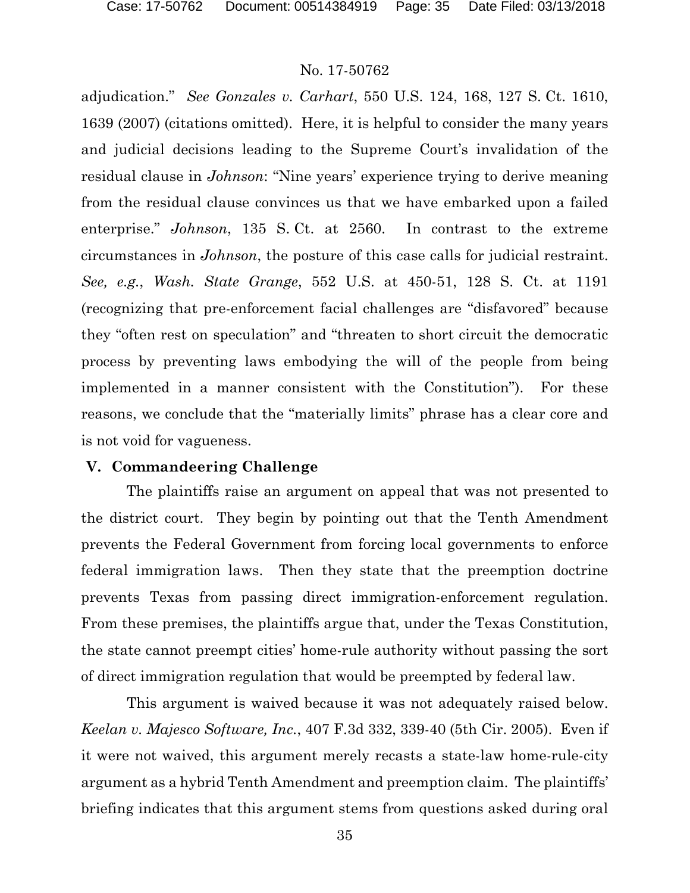adjudication." *See Gonzales v. Carhart*, 550 U.S. 124, 168, 127 S. Ct. 1610, 1639 (2007) (citations omitted). Here, it is helpful to consider the many years and judicial decisions leading to the Supreme Court's invalidation of the residual clause in *Johnson*: "Nine years' experience trying to derive meaning from the residual clause convinces us that we have embarked upon a failed enterprise." *Johnson*, 135 S. Ct. at 2560. In contrast to the extreme circumstances in *Johnson*, the posture of this case calls for judicial restraint. *See, e.g.*, *Wash. State Grange*, 552 U.S. at 450-51, 128 S. Ct. at 1191 (recognizing that pre-enforcement facial challenges are "disfavored" because they "often rest on speculation" and "threaten to short circuit the democratic process by preventing laws embodying the will of the people from being implemented in a manner consistent with the Constitution"). For these reasons, we conclude that the "materially limits" phrase has a clear core and is not void for vagueness.

## V. Commandeering Challenge

The plaintiffs raise an argument on appeal that was not presented to the district court. They begin by pointing out that the Tenth Amendment prevents the Federal Government from forcing local governments to enforce federal immigration laws. Then they state that the preemption doctrine prevents Texas from passing direct immigration-enforcement regulation. From these premises, the plaintiffs argue that, under the Texas Constitution, the state cannot preempt cities' home-rule authority without passing the sort of direct immigration regulation that would be preempted by federal law.

This argument is waived because it was not adequately raised below. *Keelan v. Majesco Software, Inc.*, 407 F.3d 332, 339-40 (5th Cir. 2005). Even if it were not waived, this argument merely recasts a state-law home-rule-city argument as a hybrid Tenth Amendment and preemption claim. The plaintiffs' briefing indicates that this argument stems from questions asked during oral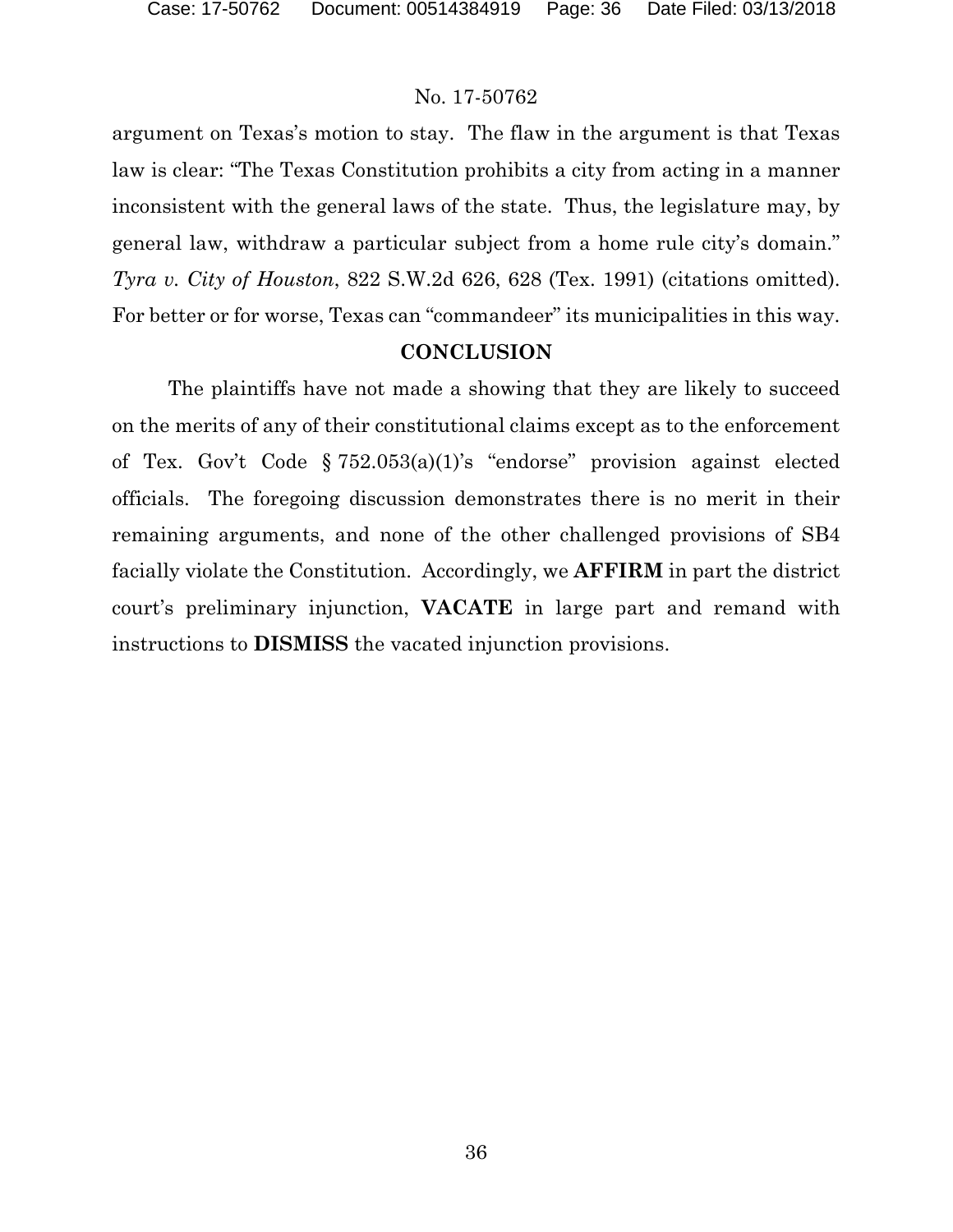argument on Texas's motion to stay. The flaw in the argument is that Texas law is clear: "The Texas Constitution prohibits a city from acting in a manner inconsistent with the general laws of the state. Thus, the legislature may, by general law, withdraw a particular subject from a home rule city's domain." *Tyra v. City of Houston*, 822 S.W.2d 626, 628 (Tex. 1991) (citations omitted). For better or for worse, Texas can "commandeer" its municipalities in this way.

## CONCLUSION

The plaintiffs have not made a showing that they are likely to succeed on the merits of any of their constitutional claims except as to the enforcement of Tex. Gov't Code § 752.053(a)(1)'s "endorse" provision against elected officials. The foregoing discussion demonstrates there is no merit in their remaining arguments, and none of the other challenged provisions of SB4 facially violate the Constitution. Accordingly, we **AFFIRM** in part the district court's preliminary injunction, **VACATE** in large part and remand with instructions to **DISMISS** the vacated injunction provisions.